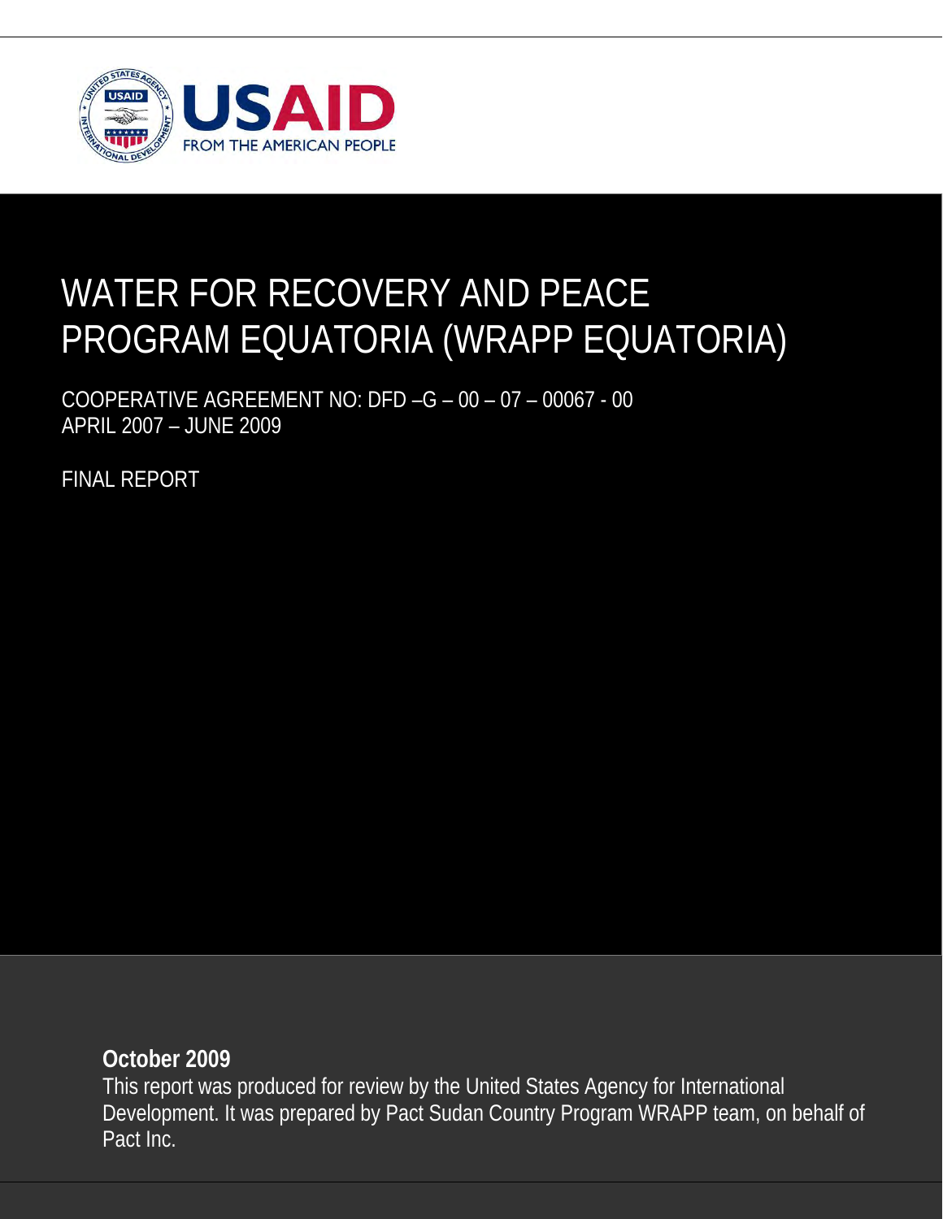USAID

FROM THE AMERICAN PEOPLE

# WATER FOR RECOVERY AND PEACE PROGRAM EQUATORIA (WRAPP EQUATORIA)

COOPERATIVE AGREEMENT NO: DFD –G – 00 – 07 – 00067 - 00
APRIL 2007 – JUNE 2009

FINAL REPORT

**October 2009**

This report was produced for review by the United States Agency for International Development. It was prepared by Pact Sudan Country Program WRAPP team, on behalf of Pact Inc.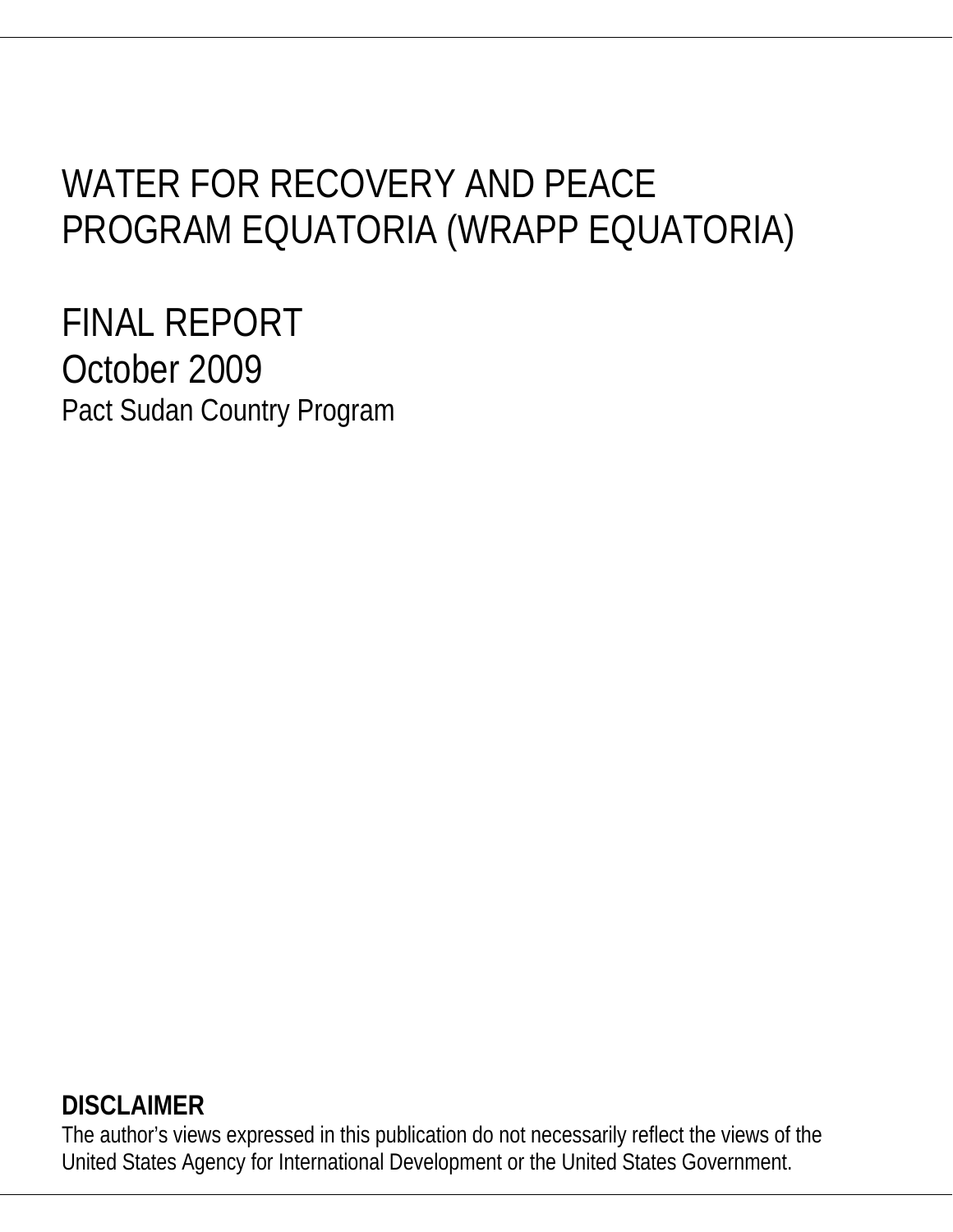# WATER FOR RECOVERY AND PEACE PROGRAM EQUATORIA (WRAPP EQUATORIA)

# FINAL REPORT

## October 2009

Pact Sudan Country Program

**DISCLAIMER**

The author's views expressed in this publication do not necessarily reflect the views of the United States Agency for International Development or the United States Government.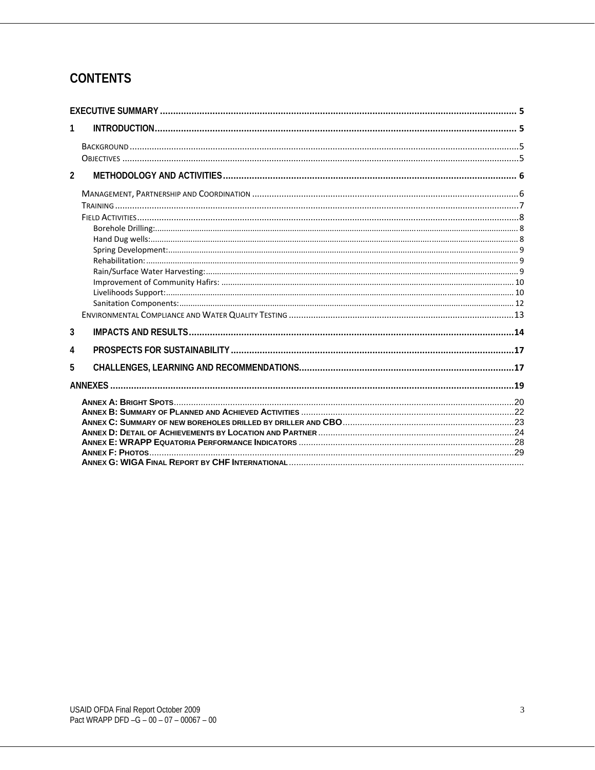# CONTENTS

- **EXECUTIVE SUMMARY** ..... 5
- **1 INTRODUCTION** ..... 5
  - BACKGROUND ..... 5
  - OBJECTIVES ..... 5
- **2 METHODOLOGY AND ACTIVITIES** ..... 6
  - MANAGEMENT, PARTNERSHIP AND COORDINATION ..... 6
  - TRAINING ..... 7
  - FIELD ACTIVITIES ..... 8
    - Borehole Drilling: ..... 8
    - Hand Dug wells: ..... 8
    - Spring Development: ..... 9
    - Rehabilitation: ..... 9
    - Rain/Surface Water Harvesting: ..... 9
    - Improvement of Community Hafirs: ..... 10
    - Livelihoods Support: ..... 10
    - Sanitation Components: ..... 12
  - ENVIRONMENTAL COMPLIANCE AND WATER QUALITY TESTING ..... 13
- **3 IMPACTS AND RESULTS** ..... 14
- **4 PROSPECTS FOR SUSTAINABILITY** ..... 17
- **5 CHALLENGES, LEARNING AND RECOMMENDATIONS** ..... 17
- **ANNEXES** ..... 19
  - ANNEX A: BRIGHT SPOTS ..... 20
  - ANNEX B: SUMMARY OF PLANNED AND ACHIEVED ACTIVITIES ..... 22
  - ANNEX C: SUMMARY OF NEW BOREHOLES DRILLED BY DRILLER AND CBO ..... 23
  - ANNEX D: DETAIL OF ACHIEVEMENTS BY LOCATION AND PARTNER ..... 24
  - ANNEX E: WRAPP EQUATORIA PERFORMANCE INDICATORS ..... 28
  - ANNEX F: PHOTOS ..... 29
  - ANNEX G: WIGA FINAL REPORT BY CHF INTERNATIONAL .....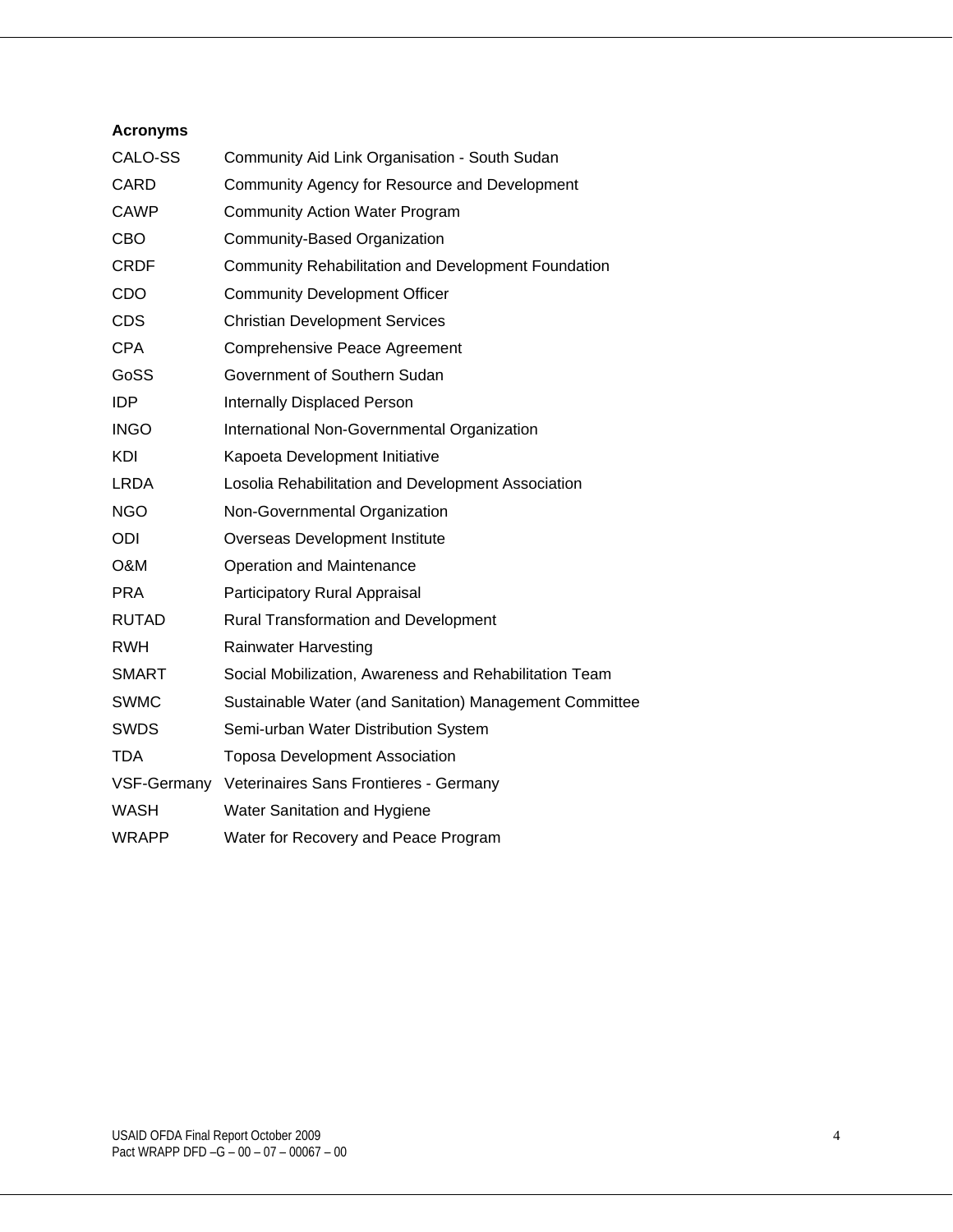**Acronyms**

| | |
|---|---|
| CALO-SS | Community Aid Link Organisation - South Sudan |
| CARD | Community Agency for Resource and Development |
| CAWP | Community Action Water Program |
| CBO | Community-Based Organization |
| CRDF | Community Rehabilitation and Development Foundation |
| CDO | Community Development Officer |
| CDS | Christian Development Services |
| CPA | Comprehensive Peace Agreement |
| GoSS | Government of Southern Sudan |
| IDP | Internally Displaced Person |
| INGO | International Non-Governmental Organization |
| KDI | Kapoeta Development Initiative |
| LRDA | Losolia Rehabilitation and Development Association |
| NGO | Non-Governmental Organization |
| ODI | Overseas Development Institute |
| O&M | Operation and Maintenance |
| PRA | Participatory Rural Appraisal |
| RUTAD | Rural Transformation and Development |
| RWH | Rainwater Harvesting |
| SMART | Social Mobilization, Awareness and Rehabilitation Team |
| SWMC | Sustainable Water (and Sanitation) Management Committee |
| SWDS | Semi-urban Water Distribution System |
| TDA | Toposa Development Association |
| VSF-Germany | Veterinaires Sans Frontieres - Germany |
| WASH | Water Sanitation and Hygiene |
| WRAPP | Water for Recovery and Peace Program |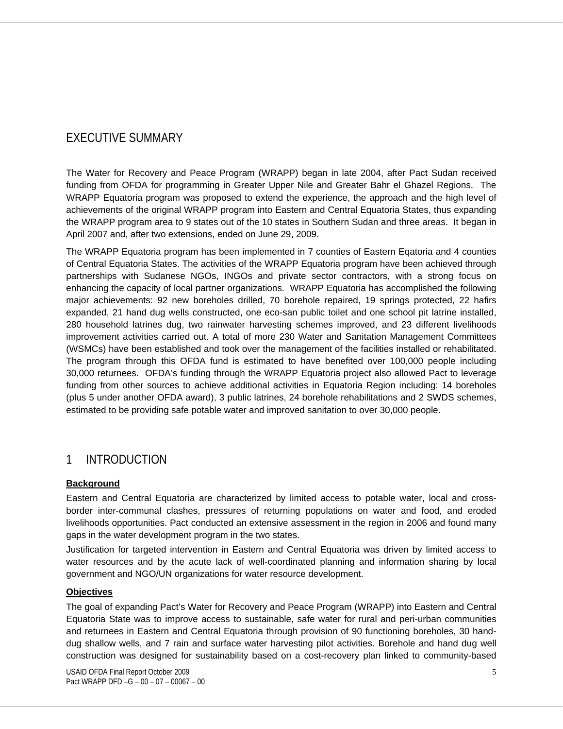# EXECUTIVE SUMMARY

The Water for Recovery and Peace Program (WRAPP) began in late 2004, after Pact Sudan received funding from OFDA for programming in Greater Upper Nile and Greater Bahr el Ghazel Regions. The WRAPP Equatoria program was proposed to extend the experience, the approach and the high level of achievements of the original WRAPP program into Eastern and Central Equatoria States, thus expanding the WRAPP program area to 9 states out of the 10 states in Southern Sudan and three areas. It began in April 2007 and, after two extensions, ended on June 29, 2009.

The WRAPP Equatoria program has been implemented in 7 counties of Eastern Eqatoria and 4 counties of Central Equatoria States. The activities of the WRAPP Equatoria program have been achieved through partnerships with Sudanese NGOs, INGOs and private sector contractors, with a strong focus on enhancing the capacity of local partner organizations. WRAPP Equatoria has accomplished the following major achievements: 92 new boreholes drilled, 70 borehole repaired, 19 springs protected, 22 hafirs expanded, 21 hand dug wells constructed, one eco-san public toilet and one school pit latrine installed, 280 household latrines dug, two rainwater harvesting schemes improved, and 23 different livelihoods improvement activities carried out. A total of more 230 Water and Sanitation Management Committees (WSMCs) have been established and took over the management of the facilities installed or rehabilitated. The program through this OFDA fund is estimated to have benefited over 100,000 people including 30,000 returnees. OFDA's funding through the WRAPP Equatoria project also allowed Pact to leverage funding from other sources to achieve additional activities in Equatoria Region including: 14 boreholes (plus 5 under another OFDA award), 3 public latrines, 24 borehole rehabilitations and 2 SWDS schemes, estimated to be providing safe potable water and improved sanitation to over 30,000 people.

# 1 INTRODUCTION

**Background**

Eastern and Central Equatoria are characterized by limited access to potable water, local and cross-border inter-communal clashes, pressures of returning populations on water and food, and eroded livelihoods opportunities. Pact conducted an extensive assessment in the region in 2006 and found many gaps in the water development program in the two states.

Justification for targeted intervention in Eastern and Central Equatoria was driven by limited access to water resources and by the acute lack of well-coordinated planning and information sharing by local government and NGO/UN organizations for water resource development.

**Objectives**

The goal of expanding Pact's Water for Recovery and Peace Program (WRAPP) into Eastern and Central Equatoria State was to improve access to sustainable, safe water for rural and peri-urban communities and returnees in Eastern and Central Equatoria through provision of 90 functioning boreholes, 30 hand-dug shallow wells, and 7 rain and surface water harvesting pilot activities. Borehole and hand dug well construction was designed for sustainability based on a cost-recovery plan linked to community-based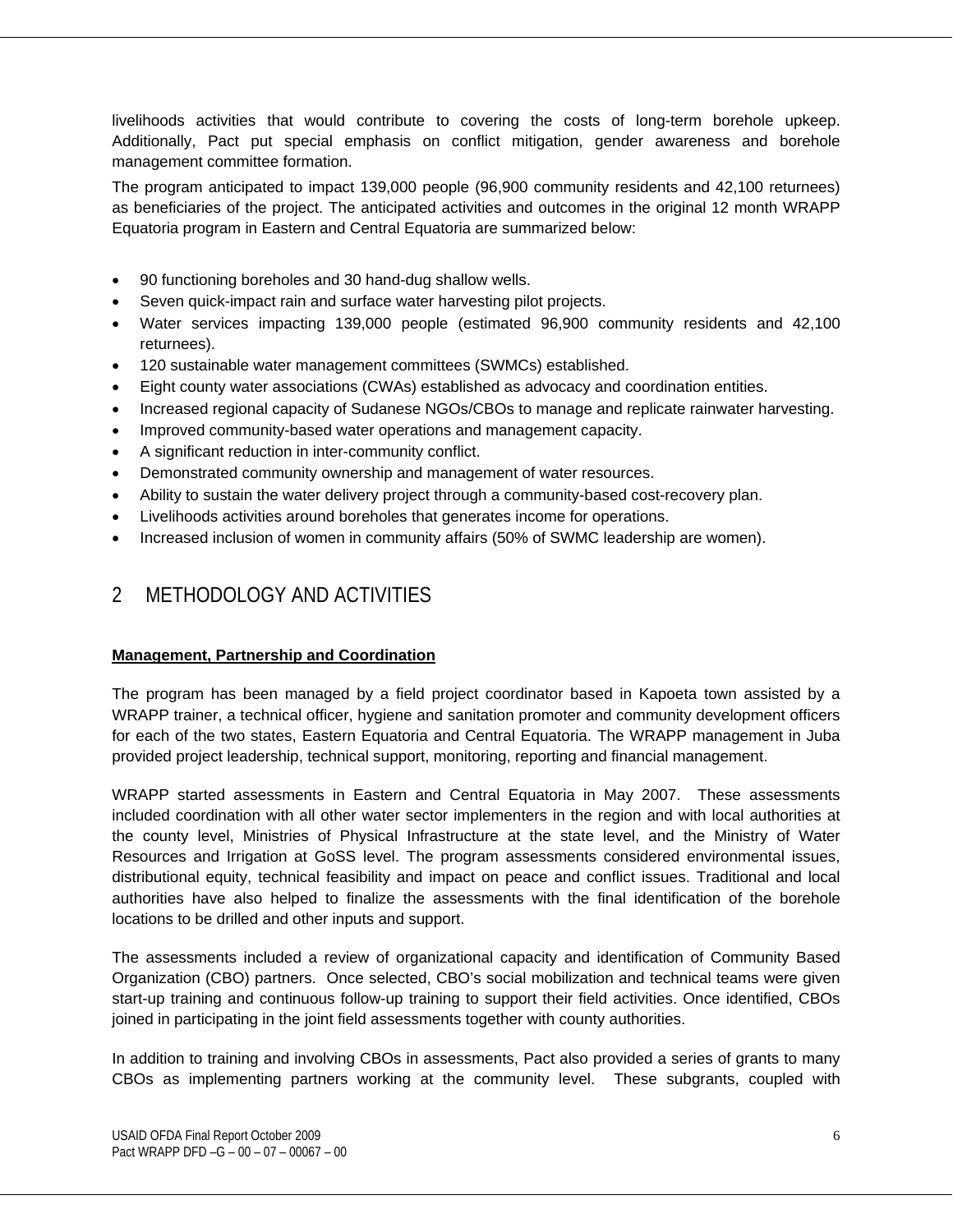livelihoods activities that would contribute to covering the costs of long-term borehole upkeep. Additionally, Pact put special emphasis on conflict mitigation, gender awareness and borehole management committee formation.

The program anticipated to impact 139,000 people (96,900 community residents and 42,100 returnees) as beneficiaries of the project. The anticipated activities and outcomes in the original 12 month WRAPP Equatoria program in Eastern and Central Equatoria are summarized below:

- 90 functioning boreholes and 30 hand-dug shallow wells.
- Seven quick-impact rain and surface water harvesting pilot projects.
- Water services impacting 139,000 people (estimated 96,900 community residents and 42,100 returnees).
- 120 sustainable water management committees (SWMCs) established.
- Eight county water associations (CWAs) established as advocacy and coordination entities.
- Increased regional capacity of Sudanese NGOs/CBOs to manage and replicate rainwater harvesting.
- Improved community-based water operations and management capacity.
- A significant reduction in inter-community conflict.
- Demonstrated community ownership and management of water resources.
- Ability to sustain the water delivery project through a community-based cost-recovery plan.
- Livelihoods activities around boreholes that generates income for operations.
- Increased inclusion of women in community affairs (50% of SWMC leadership are women).

# 2 METHODOLOGY AND ACTIVITIES

**Management, Partnership and Coordination**

The program has been managed by a field project coordinator based in Kapoeta town assisted by a WRAPP trainer, a technical officer, hygiene and sanitation promoter and community development officers for each of the two states, Eastern Equatoria and Central Equatoria. The WRAPP management in Juba provided project leadership, technical support, monitoring, reporting and financial management.

WRAPP started assessments in Eastern and Central Equatoria in May 2007. These assessments included coordination with all other water sector implementers in the region and with local authorities at the county level, Ministries of Physical Infrastructure at the state level, and the Ministry of Water Resources and Irrigation at GoSS level. The program assessments considered environmental issues, distributional equity, technical feasibility and impact on peace and conflict issues. Traditional and local authorities have also helped to finalize the assessments with the final identification of the borehole locations to be drilled and other inputs and support.

The assessments included a review of organizational capacity and identification of Community Based Organization (CBO) partners. Once selected, CBO's social mobilization and technical teams were given start-up training and continuous follow-up training to support their field activities. Once identified, CBOs joined in participating in the joint field assessments together with county authorities.

In addition to training and involving CBOs in assessments, Pact also provided a series of grants to many CBOs as implementing partners working at the community level. These subgrants, coupled with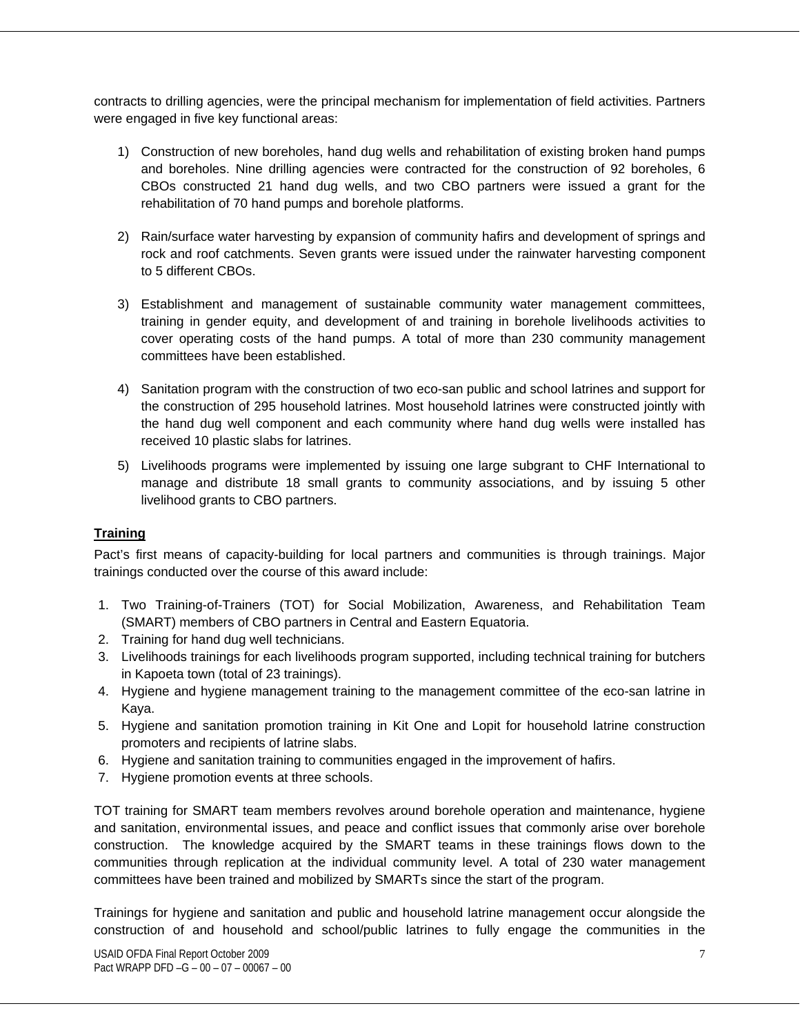contracts to drilling agencies, were the principal mechanism for implementation of field activities. Partners were engaged in five key functional areas:

1) Construction of new boreholes, hand dug wells and rehabilitation of existing broken hand pumps and boreholes. Nine drilling agencies were contracted for the construction of 92 boreholes, 6 CBOs constructed 21 hand dug wells, and two CBO partners were issued a grant for the rehabilitation of 70 hand pumps and borehole platforms.

2) Rain/surface water harvesting by expansion of community hafirs and development of springs and rock and roof catchments. Seven grants were issued under the rainwater harvesting component to 5 different CBOs.

3) Establishment and management of sustainable community water management committees, training in gender equity, and development of and training in borehole livelihoods activities to cover operating costs of the hand pumps. A total of more than 230 community management committees have been established.

4) Sanitation program with the construction of two eco-san public and school latrines and support for the construction of 295 household latrines. Most household latrines were constructed jointly with the hand dug well component and each community where hand dug wells were installed has received 10 plastic slabs for latrines.

5) Livelihoods programs were implemented by issuing one large subgrant to CHF International to manage and distribute 18 small grants to community associations, and by issuing 5 other livelihood grants to CBO partners.

**Training**

Pact's first means of capacity-building for local partners and communities is through trainings. Major trainings conducted over the course of this award include:

1. Two Training-of-Trainers (TOT) for Social Mobilization, Awareness, and Rehabilitation Team (SMART) members of CBO partners in Central and Eastern Equatoria.
2. Training for hand dug well technicians.
3. Livelihoods trainings for each livelihoods program supported, including technical training for butchers in Kapoeta town (total of 23 trainings).
4. Hygiene and hygiene management training to the management committee of the eco-san latrine in Kaya.
5. Hygiene and sanitation promotion training in Kit One and Lopit for household latrine construction promoters and recipients of latrine slabs.
6. Hygiene and sanitation training to communities engaged in the improvement of hafirs.
7. Hygiene promotion events at three schools.

TOT training for SMART team members revolves around borehole operation and maintenance, hygiene and sanitation, environmental issues, and peace and conflict issues that commonly arise over borehole construction. The knowledge acquired by the SMART teams in these trainings flows down to the communities through replication at the individual community level. A total of 230 water management committees have been trained and mobilized by SMARTs since the start of the program.

Trainings for hygiene and sanitation and public and household latrine management occur alongside the construction of and household and school/public latrines to fully engage the communities in the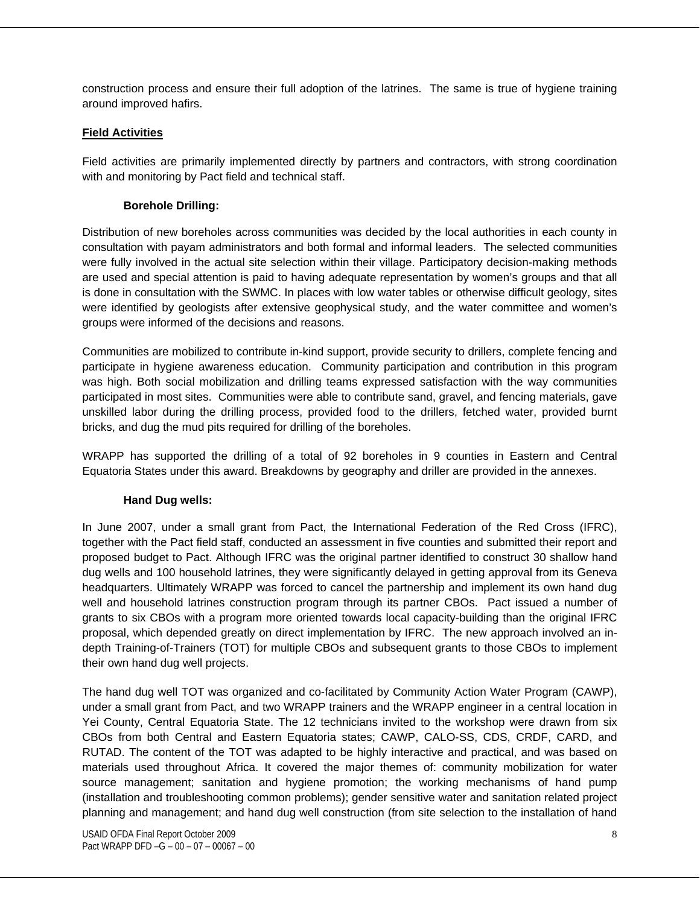construction process and ensure their full adoption of the latrines. The same is true of hygiene training around improved hafirs.

## Field Activities

Field activities are primarily implemented directly by partners and contractors, with strong coordination with and monitoring by Pact field and technical staff.

### Borehole Drilling:

Distribution of new boreholes across communities was decided by the local authorities in each county in consultation with payam administrators and both formal and informal leaders. The selected communities were fully involved in the actual site selection within their village. Participatory decision-making methods are used and special attention is paid to having adequate representation by women's groups and that all is done in consultation with the SWMC. In places with low water tables or otherwise difficult geology, sites were identified by geologists after extensive geophysical study, and the water committee and women's groups were informed of the decisions and reasons.

Communities are mobilized to contribute in-kind support, provide security to drillers, complete fencing and participate in hygiene awareness education. Community participation and contribution in this program was high. Both social mobilization and drilling teams expressed satisfaction with the way communities participated in most sites. Communities were able to contribute sand, gravel, and fencing materials, gave unskilled labor during the drilling process, provided food to the drillers, fetched water, provided burnt bricks, and dug the mud pits required for drilling of the boreholes.

WRAPP has supported the drilling of a total of 92 boreholes in 9 counties in Eastern and Central Equatoria States under this award. Breakdowns by geography and driller are provided in the annexes.

### Hand Dug wells:

In June 2007, under a small grant from Pact, the International Federation of the Red Cross (IFRC), together with the Pact field staff, conducted an assessment in five counties and submitted their report and proposed budget to Pact. Although IFRC was the original partner identified to construct 30 shallow hand dug wells and 100 household latrines, they were significantly delayed in getting approval from its Geneva headquarters. Ultimately WRAPP was forced to cancel the partnership and implement its own hand dug well and household latrines construction program through its partner CBOs. Pact issued a number of grants to six CBOs with a program more oriented towards local capacity-building than the original IFRC proposal, which depended greatly on direct implementation by IFRC. The new approach involved an in-depth Training-of-Trainers (TOT) for multiple CBOs and subsequent grants to those CBOs to implement their own hand dug well projects.

The hand dug well TOT was organized and co-facilitated by Community Action Water Program (CAWP), under a small grant from Pact, and two WRAPP trainers and the WRAPP engineer in a central location in Yei County, Central Equatoria State. The 12 technicians invited to the workshop were drawn from six CBOs from both Central and Eastern Equatoria states; CAWP, CALO-SS, CDS, CRDF, CARD, and RUTAD. The content of the TOT was adapted to be highly interactive and practical, and was based on materials used throughout Africa. It covered the major themes of: community mobilization for water source management; sanitation and hygiene promotion; the working mechanisms of hand pump (installation and troubleshooting common problems); gender sensitive water and sanitation related project planning and management; and hand dug well construction (from site selection to the installation of hand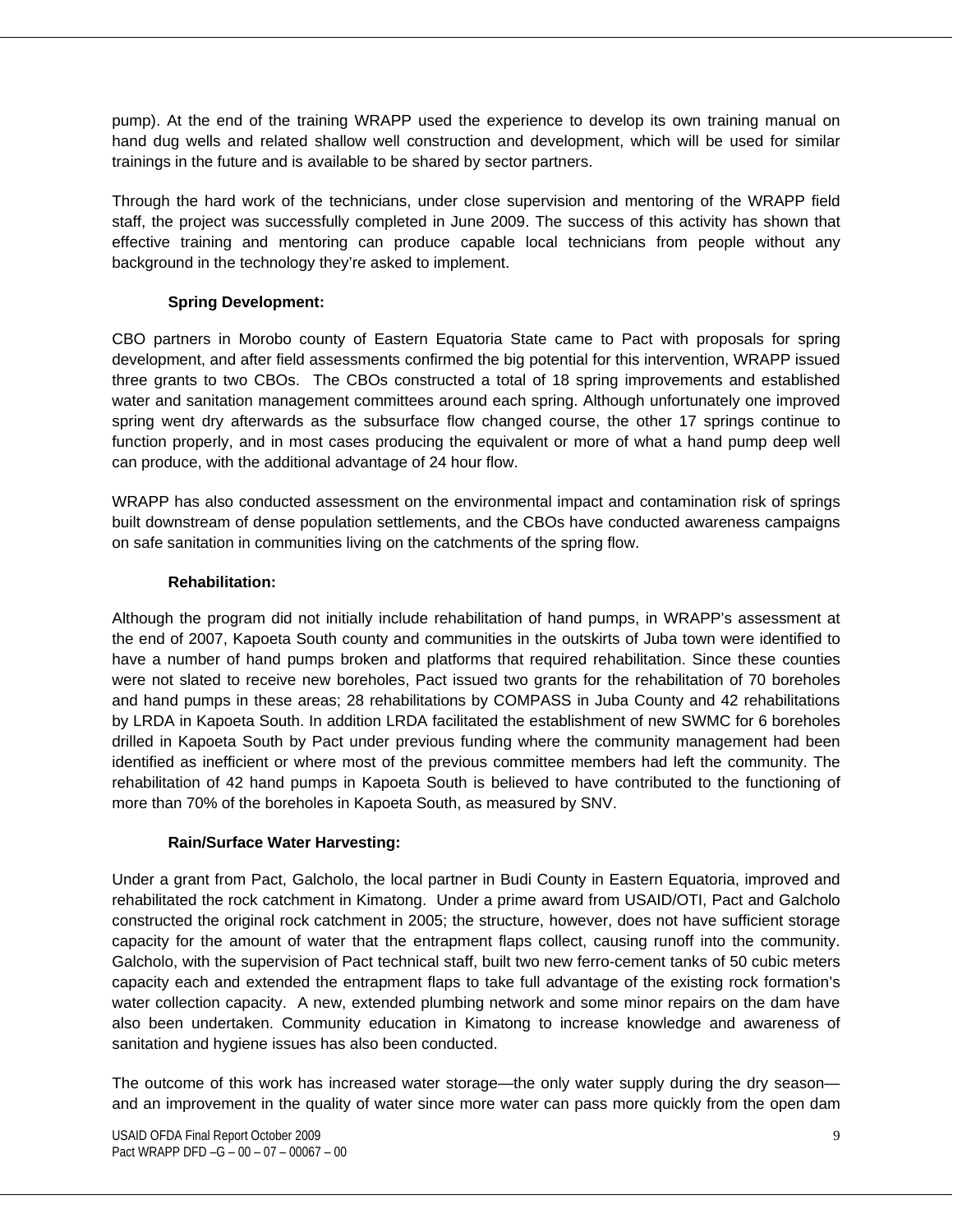pump). At the end of the training WRAPP used the experience to develop its own training manual on hand dug wells and related shallow well construction and development, which will be used for similar trainings in the future and is available to be shared by sector partners.

Through the hard work of the technicians, under close supervision and mentoring of the WRAPP field staff, the project was successfully completed in June 2009. The success of this activity has shown that effective training and mentoring can produce capable local technicians from people without any background in the technology they're asked to implement.

**Spring Development:**

CBO partners in Morobo county of Eastern Equatoria State came to Pact with proposals for spring development, and after field assessments confirmed the big potential for this intervention, WRAPP issued three grants to two CBOs. The CBOs constructed a total of 18 spring improvements and established water and sanitation management committees around each spring. Although unfortunately one improved spring went dry afterwards as the subsurface flow changed course, the other 17 springs continue to function properly, and in most cases producing the equivalent or more of what a hand pump deep well can produce, with the additional advantage of 24 hour flow.

WRAPP has also conducted assessment on the environmental impact and contamination risk of springs built downstream of dense population settlements, and the CBOs have conducted awareness campaigns on safe sanitation in communities living on the catchments of the spring flow.

**Rehabilitation:**

Although the program did not initially include rehabilitation of hand pumps, in WRAPP's assessment at the end of 2007, Kapoeta South county and communities in the outskirts of Juba town were identified to have a number of hand pumps broken and platforms that required rehabilitation. Since these counties were not slated to receive new boreholes, Pact issued two grants for the rehabilitation of 70 boreholes and hand pumps in these areas; 28 rehabilitations by COMPASS in Juba County and 42 rehabilitations by LRDA in Kapoeta South. In addition LRDA facilitated the establishment of new SWMC for 6 boreholes drilled in Kapoeta South by Pact under previous funding where the community management had been identified as inefficient or where most of the previous committee members had left the community. The rehabilitation of 42 hand pumps in Kapoeta South is believed to have contributed to the functioning of more than 70% of the boreholes in Kapoeta South, as measured by SNV.

**Rain/Surface Water Harvesting:**

Under a grant from Pact, Galcholo, the local partner in Budi County in Eastern Equatoria, improved and rehabilitated the rock catchment in Kimatong. Under a prime award from USAID/OTI, Pact and Galcholo constructed the original rock catchment in 2005; the structure, however, does not have sufficient storage capacity for the amount of water that the entrapment flaps collect, causing runoff into the community. Galcholo, with the supervision of Pact technical staff, built two new ferro-cement tanks of 50 cubic meters capacity each and extended the entrapment flaps to take full advantage of the existing rock formation's water collection capacity. A new, extended plumbing network and some minor repairs on the dam have also been undertaken. Community education in Kimatong to increase knowledge and awareness of sanitation and hygiene issues has also been conducted.

The outcome of this work has increased water storage—the only water supply during the dry season—and an improvement in the quality of water since more water can pass more quickly from the open dam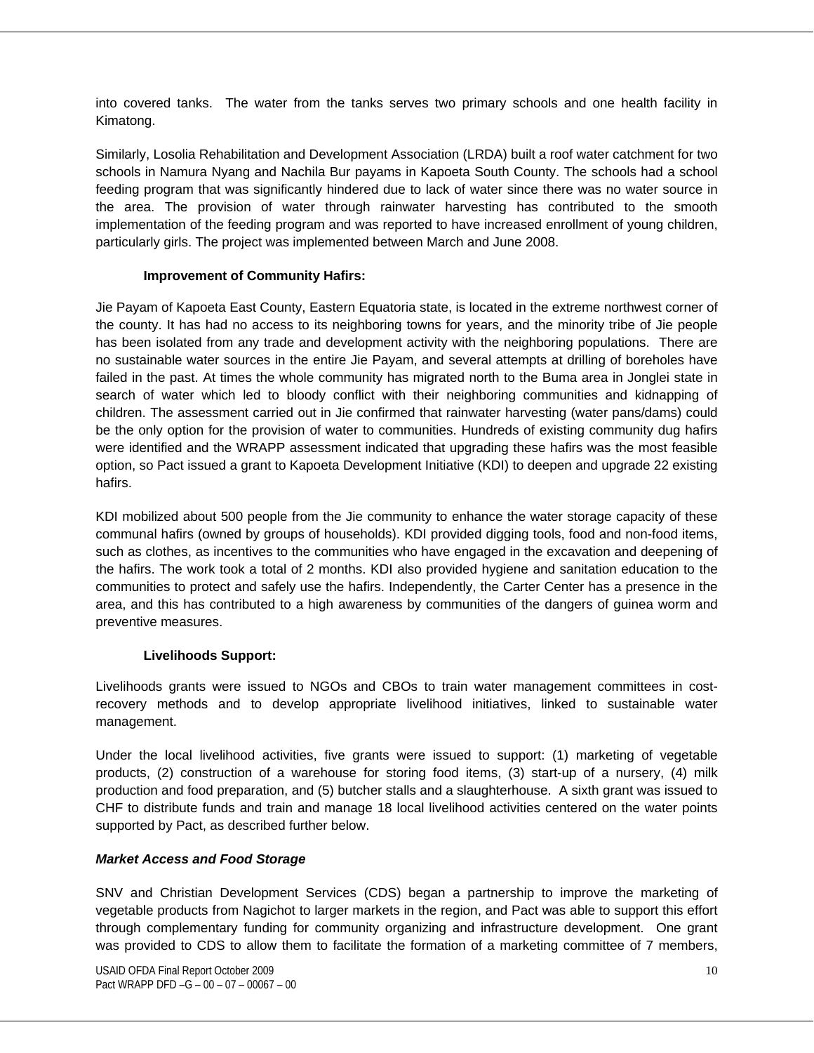into covered tanks. The water from the tanks serves two primary schools and one health facility in Kimatong.

Similarly, Losolia Rehabilitation and Development Association (LRDA) built a roof water catchment for two schools in Namura Nyang and Nachila Bur payams in Kapoeta South County. The schools had a school feeding program that was significantly hindered due to lack of water since there was no water source in the area. The provision of water through rainwater harvesting has contributed to the smooth implementation of the feeding program and was reported to have increased enrollment of young children, particularly girls. The project was implemented between March and June 2008.

**Improvement of Community Hafirs:**

Jie Payam of Kapoeta East County, Eastern Equatoria state, is located in the extreme northwest corner of the county. It has had no access to its neighboring towns for years, and the minority tribe of Jie people has been isolated from any trade and development activity with the neighboring populations. There are no sustainable water sources in the entire Jie Payam, and several attempts at drilling of boreholes have failed in the past. At times the whole community has migrated north to the Buma area in Jonglei state in search of water which led to bloody conflict with their neighboring communities and kidnapping of children. The assessment carried out in Jie confirmed that rainwater harvesting (water pans/dams) could be the only option for the provision of water to communities. Hundreds of existing community dug hafirs were identified and the WRAPP assessment indicated that upgrading these hafirs was the most feasible option, so Pact issued a grant to Kapoeta Development Initiative (KDI) to deepen and upgrade 22 existing hafirs.

KDI mobilized about 500 people from the Jie community to enhance the water storage capacity of these communal hafirs (owned by groups of households). KDI provided digging tools, food and non-food items, such as clothes, as incentives to the communities who have engaged in the excavation and deepening of the hafirs. The work took a total of 2 months. KDI also provided hygiene and sanitation education to the communities to protect and safely use the hafirs. Independently, the Carter Center has a presence in the area, and this has contributed to a high awareness by communities of the dangers of guinea worm and preventive measures.

**Livelihoods Support:**

Livelihoods grants were issued to NGOs and CBOs to train water management committees in cost-recovery methods and to develop appropriate livelihood initiatives, linked to sustainable water management.

Under the local livelihood activities, five grants were issued to support: (1) marketing of vegetable products, (2) construction of a warehouse for storing food items, (3) start-up of a nursery, (4) milk production and food preparation, and (5) butcher stalls and a slaughterhouse. A sixth grant was issued to CHF to distribute funds and train and manage 18 local livelihood activities centered on the water points supported by Pact, as described further below.

***Market Access and Food Storage***

SNV and Christian Development Services (CDS) began a partnership to improve the marketing of vegetable products from Nagichot to larger markets in the region, and Pact was able to support this effort through complementary funding for community organizing and infrastructure development. One grant was provided to CDS to allow them to facilitate the formation of a marketing committee of 7 members,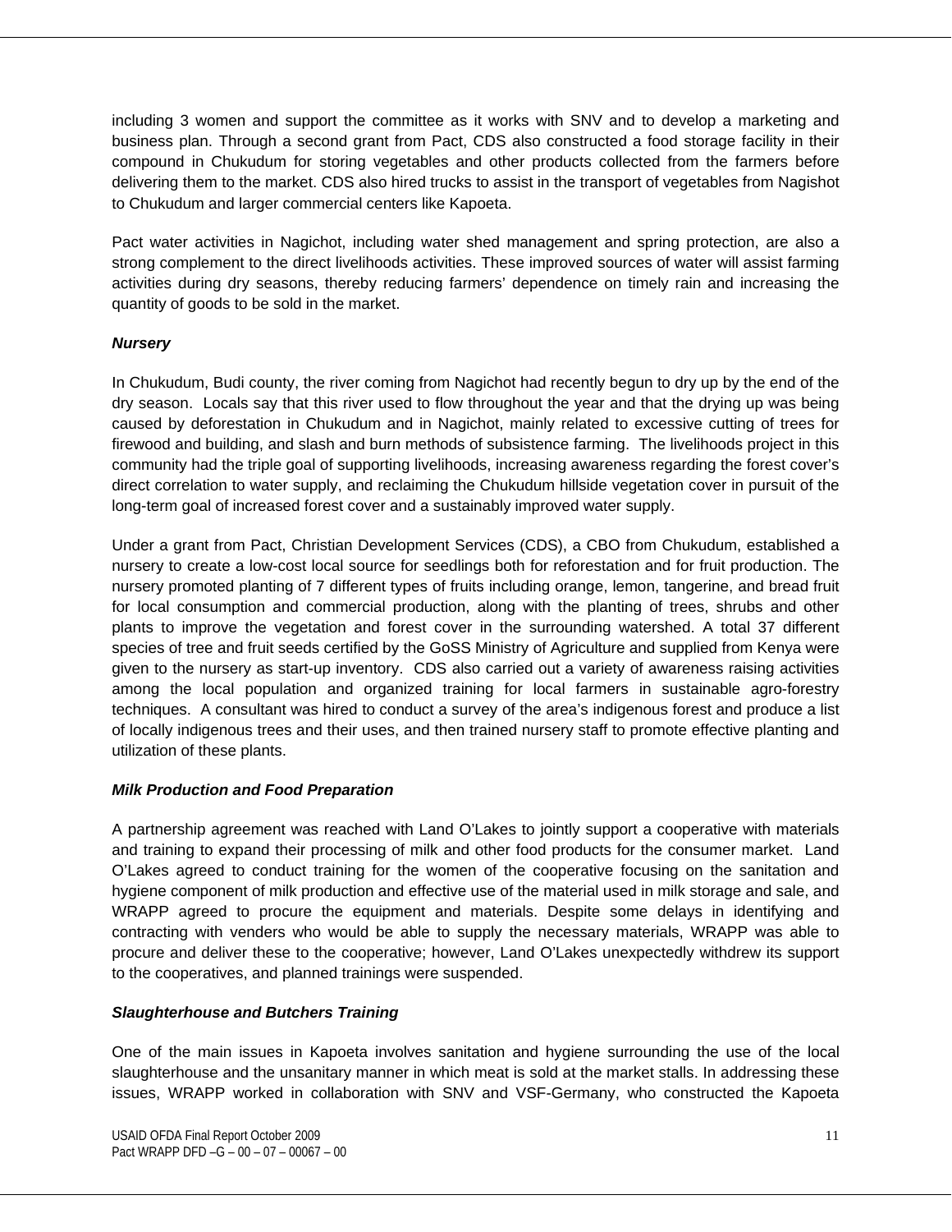including 3 women and support the committee as it works with SNV and to develop a marketing and business plan. Through a second grant from Pact, CDS also constructed a food storage facility in their compound in Chukudum for storing vegetables and other products collected from the farmers before delivering them to the market. CDS also hired trucks to assist in the transport of vegetables from Nagishot to Chukudum and larger commercial centers like Kapoeta.

Pact water activities in Nagichot, including water shed management and spring protection, are also a strong complement to the direct livelihoods activities. These improved sources of water will assist farming activities during dry seasons, thereby reducing farmers' dependence on timely rain and increasing the quantity of goods to be sold in the market.

***Nursery***

In Chukudum, Budi county, the river coming from Nagichot had recently begun to dry up by the end of the dry season. Locals say that this river used to flow throughout the year and that the drying up was being caused by deforestation in Chukudum and in Nagichot, mainly related to excessive cutting of trees for firewood and building, and slash and burn methods of subsistence farming. The livelihoods project in this community had the triple goal of supporting livelihoods, increasing awareness regarding the forest cover's direct correlation to water supply, and reclaiming the Chukudum hillside vegetation cover in pursuit of the long-term goal of increased forest cover and a sustainably improved water supply.

Under a grant from Pact, Christian Development Services (CDS), a CBO from Chukudum, established a nursery to create a low-cost local source for seedlings both for reforestation and for fruit production. The nursery promoted planting of 7 different types of fruits including orange, lemon, tangerine, and bread fruit for local consumption and commercial production, along with the planting of trees, shrubs and other plants to improve the vegetation and forest cover in the surrounding watershed. A total 37 different species of tree and fruit seeds certified by the GoSS Ministry of Agriculture and supplied from Kenya were given to the nursery as start-up inventory. CDS also carried out a variety of awareness raising activities among the local population and organized training for local farmers in sustainable agro-forestry techniques. A consultant was hired to conduct a survey of the area's indigenous forest and produce a list of locally indigenous trees and their uses, and then trained nursery staff to promote effective planting and utilization of these plants.

***Milk Production and Food Preparation***

A partnership agreement was reached with Land O'Lakes to jointly support a cooperative with materials and training to expand their processing of milk and other food products for the consumer market. Land O'Lakes agreed to conduct training for the women of the cooperative focusing on the sanitation and hygiene component of milk production and effective use of the material used in milk storage and sale, and WRAPP agreed to procure the equipment and materials. Despite some delays in identifying and contracting with venders who would be able to supply the necessary materials, WRAPP was able to procure and deliver these to the cooperative; however, Land O'Lakes unexpectedly withdrew its support to the cooperatives, and planned trainings were suspended.

***Slaughterhouse and Butchers Training***

One of the main issues in Kapoeta involves sanitation and hygiene surrounding the use of the local slaughterhouse and the unsanitary manner in which meat is sold at the market stalls. In addressing these issues, WRAPP worked in collaboration with SNV and VSF-Germany, who constructed the Kapoeta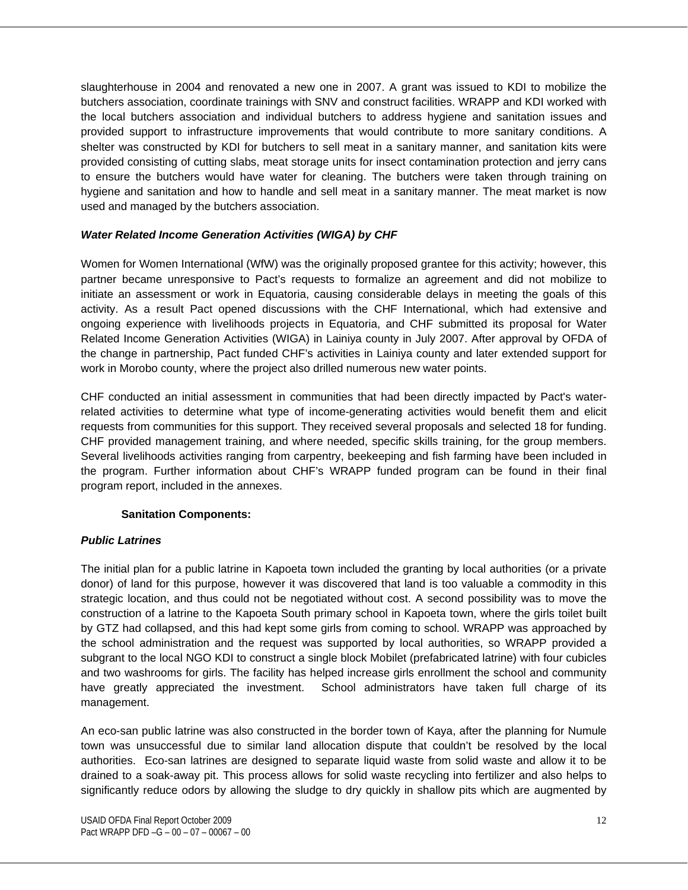slaughterhouse in 2004 and renovated a new one in 2007. A grant was issued to KDI to mobilize the butchers association, coordinate trainings with SNV and construct facilities. WRAPP and KDI worked with the local butchers association and individual butchers to address hygiene and sanitation issues and provided support to infrastructure improvements that would contribute to more sanitary conditions. A shelter was constructed by KDI for butchers to sell meat in a sanitary manner, and sanitation kits were provided consisting of cutting slabs, meat storage units for insect contamination protection and jerry cans to ensure the butchers would have water for cleaning. The butchers were taken through training on hygiene and sanitation and how to handle and sell meat in a sanitary manner. The meat market is now used and managed by the butchers association.

***Water Related Income Generation Activities (WIGA) by CHF***

Women for Women International (WfW) was the originally proposed grantee for this activity; however, this partner became unresponsive to Pact's requests to formalize an agreement and did not mobilize to initiate an assessment or work in Equatoria, causing considerable delays in meeting the goals of this activity. As a result Pact opened discussions with the CHF International, which had extensive and ongoing experience with livelihoods projects in Equatoria, and CHF submitted its proposal for Water Related Income Generation Activities (WIGA) in Lainiya county in July 2007. After approval by OFDA of the change in partnership, Pact funded CHF's activities in Lainiya county and later extended support for work in Morobo county, where the project also drilled numerous new water points.

CHF conducted an initial assessment in communities that had been directly impacted by Pact's water-related activities to determine what type of income-generating activities would benefit them and elicit requests from communities for this support. They received several proposals and selected 18 for funding. CHF provided management training, and where needed, specific skills training, for the group members. Several livelihoods activities ranging from carpentry, beekeeping and fish farming have been included in the program. Further information about CHF's WRAPP funded program can be found in their final program report, included in the annexes.

**Sanitation Components:**

***Public Latrines***

The initial plan for a public latrine in Kapoeta town included the granting by local authorities (or a private donor) of land for this purpose, however it was discovered that land is too valuable a commodity in this strategic location, and thus could not be negotiated without cost. A second possibility was to move the construction of a latrine to the Kapoeta South primary school in Kapoeta town, where the girls toilet built by GTZ had collapsed, and this had kept some girls from coming to school. WRAPP was approached by the school administration and the request was supported by local authorities, so WRAPP provided a subgrant to the local NGO KDI to construct a single block Mobilet (prefabricated latrine) with four cubicles and two washrooms for girls. The facility has helped increase girls enrollment the school and community have greatly appreciated the investment. School administrators have taken full charge of its management.

An eco-san public latrine was also constructed in the border town of Kaya, after the planning for Numule town was unsuccessful due to similar land allocation dispute that couldn't be resolved by the local authorities. Eco-san latrines are designed to separate liquid waste from solid waste and allow it to be drained to a soak-away pit. This process allows for solid waste recycling into fertilizer and also helps to significantly reduce odors by allowing the sludge to dry quickly in shallow pits which are augmented by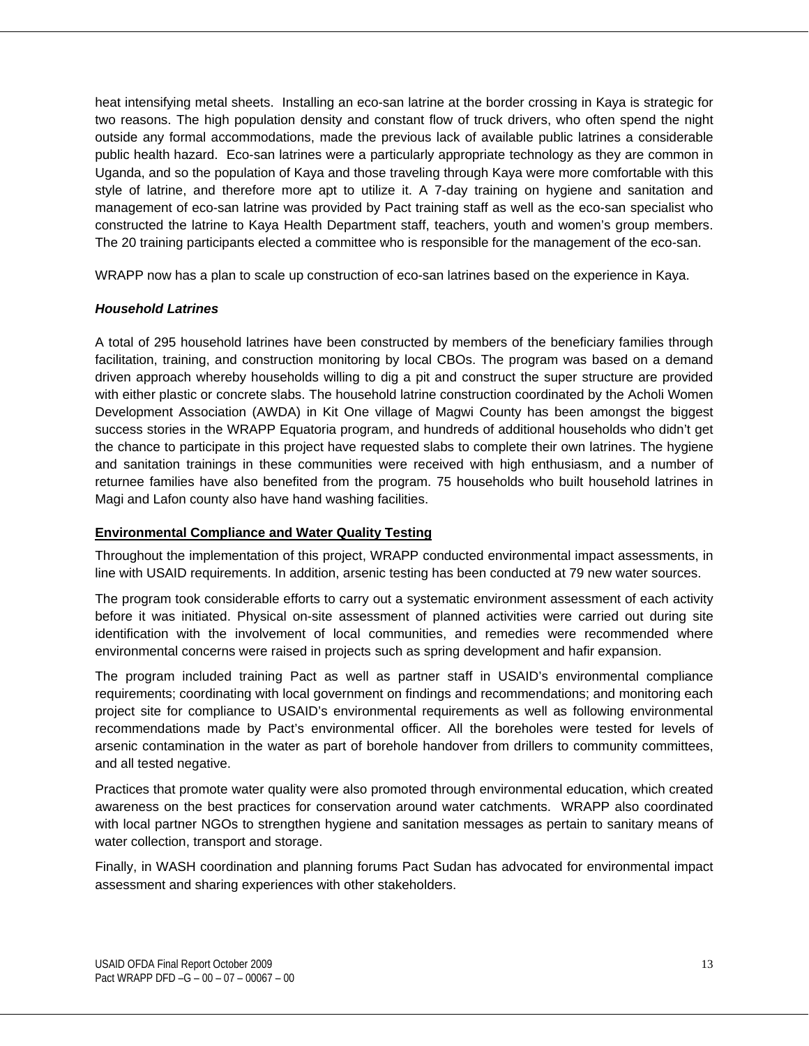heat intensifying metal sheets. Installing an eco-san latrine at the border crossing in Kaya is strategic for two reasons. The high population density and constant flow of truck drivers, who often spend the night outside any formal accommodations, made the previous lack of available public latrines a considerable public health hazard. Eco-san latrines were a particularly appropriate technology as they are common in Uganda, and so the population of Kaya and those traveling through Kaya were more comfortable with this style of latrine, and therefore more apt to utilize it. A 7-day training on hygiene and sanitation and management of eco-san latrine was provided by Pact training staff as well as the eco-san specialist who constructed the latrine to Kaya Health Department staff, teachers, youth and women's group members. The 20 training participants elected a committee who is responsible for the management of the eco-san.

WRAPP now has a plan to scale up construction of eco-san latrines based on the experience in Kaya.

***Household Latrines***

A total of 295 household latrines have been constructed by members of the beneficiary families through facilitation, training, and construction monitoring by local CBOs. The program was based on a demand driven approach whereby households willing to dig a pit and construct the super structure are provided with either plastic or concrete slabs. The household latrine construction coordinated by the Acholi Women Development Association (AWDA) in Kit One village of Magwi County has been amongst the biggest success stories in the WRAPP Equatoria program, and hundreds of additional households who didn't get the chance to participate in this project have requested slabs to complete their own latrines. The hygiene and sanitation trainings in these communities were received with high enthusiasm, and a number of returnee families have also benefited from the program. 75 households who built household latrines in Magi and Lafon county also have hand washing facilities.

**Environmental Compliance and Water Quality Testing**

Throughout the implementation of this project, WRAPP conducted environmental impact assessments, in line with USAID requirements. In addition, arsenic testing has been conducted at 79 new water sources.

The program took considerable efforts to carry out a systematic environment assessment of each activity before it was initiated. Physical on-site assessment of planned activities were carried out during site identification with the involvement of local communities, and remedies were recommended where environmental concerns were raised in projects such as spring development and hafir expansion.

The program included training Pact as well as partner staff in USAID's environmental compliance requirements; coordinating with local government on findings and recommendations; and monitoring each project site for compliance to USAID's environmental requirements as well as following environmental recommendations made by Pact's environmental officer. All the boreholes were tested for levels of arsenic contamination in the water as part of borehole handover from drillers to community committees, and all tested negative.

Practices that promote water quality were also promoted through environmental education, which created awareness on the best practices for conservation around water catchments. WRAPP also coordinated with local partner NGOs to strengthen hygiene and sanitation messages as pertain to sanitary means of water collection, transport and storage.

Finally, in WASH coordination and planning forums Pact Sudan has advocated for environmental impact assessment and sharing experiences with other stakeholders.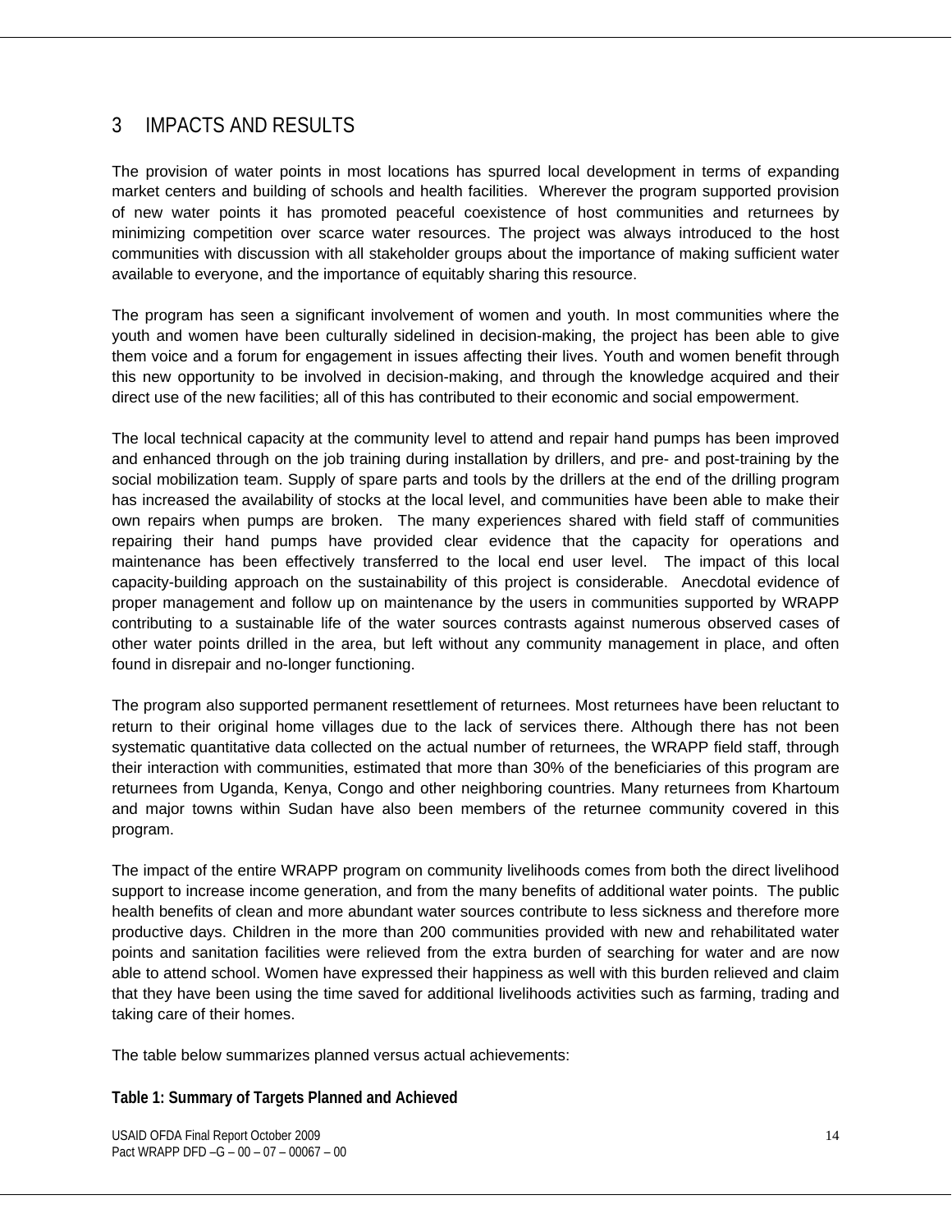# 3 IMPACTS AND RESULTS

The provision of water points in most locations has spurred local development in terms of expanding market centers and building of schools and health facilities. Wherever the program supported provision of new water points it has promoted peaceful coexistence of host communities and returnees by minimizing competition over scarce water resources. The project was always introduced to the host communities with discussion with all stakeholder groups about the importance of making sufficient water available to everyone, and the importance of equitably sharing this resource.

The program has seen a significant involvement of women and youth. In most communities where the youth and women have been culturally sidelined in decision-making, the project has been able to give them voice and a forum for engagement in issues affecting their lives. Youth and women benefit through this new opportunity to be involved in decision-making, and through the knowledge acquired and their direct use of the new facilities; all of this has contributed to their economic and social empowerment.

The local technical capacity at the community level to attend and repair hand pumps has been improved and enhanced through on the job training during installation by drillers, and pre- and post-training by the social mobilization team. Supply of spare parts and tools by the drillers at the end of the drilling program has increased the availability of stocks at the local level, and communities have been able to make their own repairs when pumps are broken. The many experiences shared with field staff of communities repairing their hand pumps have provided clear evidence that the capacity for operations and maintenance has been effectively transferred to the local end user level. The impact of this local capacity-building approach on the sustainability of this project is considerable. Anecdotal evidence of proper management and follow up on maintenance by the users in communities supported by WRAPP contributing to a sustainable life of the water sources contrasts against numerous observed cases of other water points drilled in the area, but left without any community management in place, and often found in disrepair and no-longer functioning.

The program also supported permanent resettlement of returnees. Most returnees have been reluctant to return to their original home villages due to the lack of services there. Although there has not been systematic quantitative data collected on the actual number of returnees, the WRAPP field staff, through their interaction with communities, estimated that more than 30% of the beneficiaries of this program are returnees from Uganda, Kenya, Congo and other neighboring countries. Many returnees from Khartoum and major towns within Sudan have also been members of the returnee community covered in this program.

The impact of the entire WRAPP program on community livelihoods comes from both the direct livelihood support to increase income generation, and from the many benefits of additional water points. The public health benefits of clean and more abundant water sources contribute to less sickness and therefore more productive days. Children in the more than 200 communities provided with new and rehabilitated water points and sanitation facilities were relieved from the extra burden of searching for water and are now able to attend school. Women have expressed their happiness as well with this burden relieved and claim that they have been using the time saved for additional livelihoods activities such as farming, trading and taking care of their homes.

The table below summarizes planned versus actual achievements:

**Table 1: Summary of Targets Planned and Achieved**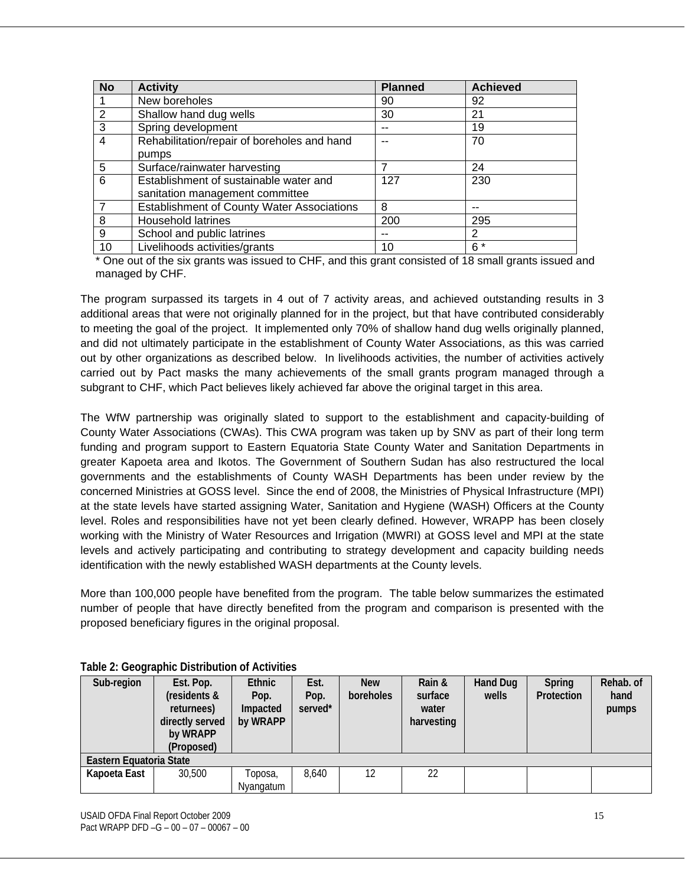| No | Activity | Planned | Achieved |
|---|---|---|---|
| 1 | New boreholes | 90 | 92 |
| 2 | Shallow hand dug wells | 30 | 21 |
| 3 | Spring development | -- | 19 |
| 4 | Rehabilitation/repair of boreholes and hand pumps | -- | 70 |
| 5 | Surface/rainwater harvesting | 7 | 24 |
| 6 | Establishment of sustainable water and sanitation management committee | 127 | 230 |
| 7 | Establishment of County Water Associations | 8 | -- |
| 8 | Household latrines | 200 | 295 |
| 9 | School and public latrines | -- | 2 |
| 10 | Livelihoods activities/grants | 10 | 6 * |

* One out of the six grants was issued to CHF, and this grant consisted of 18 small grants issued and managed by CHF.

The program surpassed its targets in 4 out of 7 activity areas, and achieved outstanding results in 3 additional areas that were not originally planned for in the project, but that have contributed considerably to meeting the goal of the project. It implemented only 70% of shallow hand dug wells originally planned, and did not ultimately participate in the establishment of County Water Associations, as this was carried out by other organizations as described below. In livelihoods activities, the number of activities actively carried out by Pact masks the many achievements of the small grants program managed through a subgrant to CHF, which Pact believes likely achieved far above the original target in this area.

The WfW partnership was originally slated to support to the establishment and capacity-building of County Water Associations (CWAs). This CWA program was taken up by SNV as part of their long term funding and program support to Eastern Equatoria State County Water and Sanitation Departments in greater Kapoeta area and Ikotos. The Government of Southern Sudan has also restructured the local governments and the establishments of County WASH Departments has been under review by the concerned Ministries at GOSS level. Since the end of 2008, the Ministries of Physical Infrastructure (MPI) at the state levels have started assigning Water, Sanitation and Hygiene (WASH) Officers at the County level. Roles and responsibilities have not yet been clearly defined. However, WRAPP has been closely working with the Ministry of Water Resources and Irrigation (MWRI) at GOSS level and MPI at the state levels and actively participating and contributing to strategy development and capacity building needs identification with the newly established WASH departments at the County levels.

More than 100,000 people have benefited from the program. The table below summarizes the estimated number of people that have directly benefited from the program and comparison is presented with the proposed beneficiary figures in the original proposal.

**Table 2: Geographic Distribution of Activities**

| Sub-region | Est. Pop. (residents & returnees) directly served by WRAPP (Proposed) | Ethnic Pop. Impacted by WRAPP | Est. Pop. served* | New boreholes | Rain & surface water harvesting | Hand Dug wells | Spring Protection | Rehab. of hand pumps |
|---|---|---|---|---|---|---|---|---|
| **Eastern Equatoria State** | | | | | | | | |
| **Kapoeta East** | 30,500 | Toposa, Nyangatum | 8,640 | 12 | 22 | | | |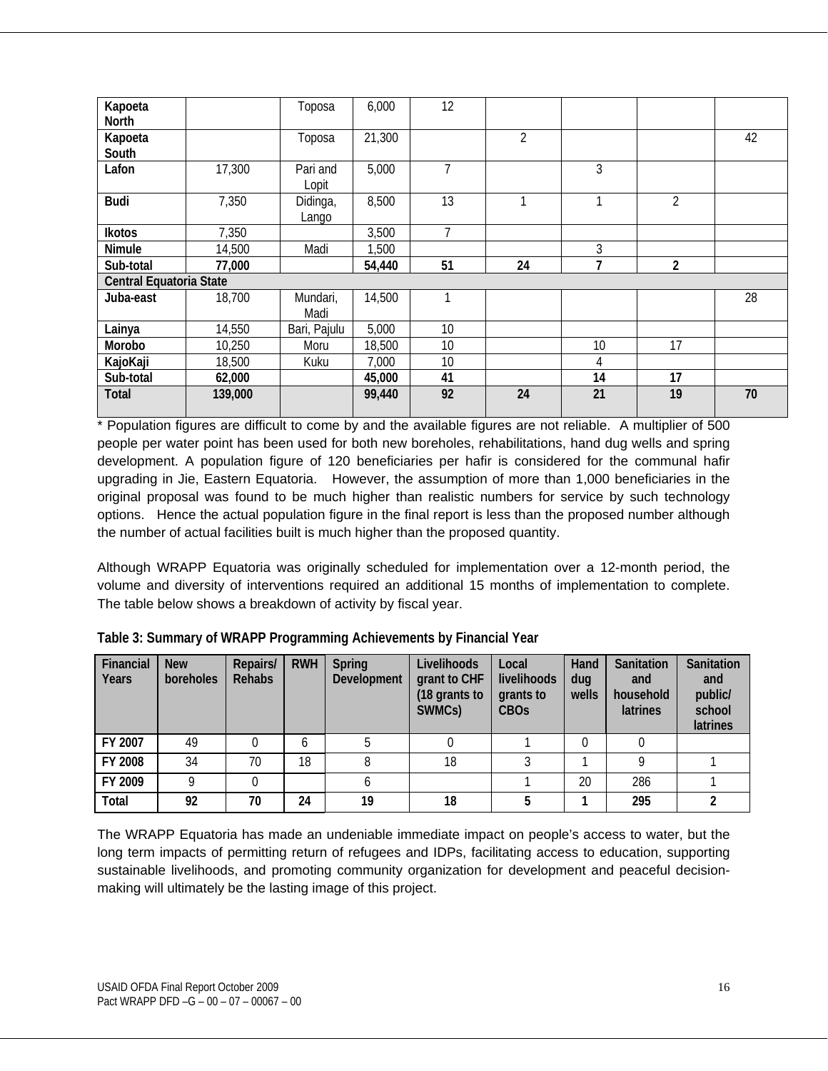| Kapoeta North | | Toposa | 6,000 | 12 | | | | |
|---|---|---|---|---|---|---|---|---|
| **Kapoeta South** | | Toposa | 21,300 | | 2 | | | 42 |
| **Lafon** | 17,300 | Pari and Lopit | 5,000 | 7 | | 3 | | |
| **Budi** | 7,350 | Didinga, Lango | 8,500 | 13 | 1 | 1 | 2 | |
| **Ikotos** | 7,350 | | 3,500 | 7 | | | | |
| **Nimule** | 14,500 | Madi | 1,500 | | | 3 | | |
| **Sub-total** | **77,000** | | **54,440** | **51** | **24** | **7** | **2** | |
| **Central Equatoria State** | | | | | | | | |
| **Juba-east** | 18,700 | Mundari, Madi | 14,500 | 1 | | | | 28 |
| **Lainya** | 14,550 | Bari, Pajulu | 5,000 | 10 | | | | |
| **Morobo** | 10,250 | Moru | 18,500 | 10 | | 10 | 17 | |
| **KajoKaji** | 18,500 | Kuku | 7,000 | 10 | | 4 | | |
| **Sub-total** | **62,000** | | **45,000** | **41** | | **14** | **17** | |
| **Total** | **139,000** | | **99,440** | **92** | **24** | **21** | **19** | **70** |

* Population figures are difficult to come by and the available figures are not reliable. A multiplier of 500 people per water point has been used for both new boreholes, rehabilitations, hand dug wells and spring development. A population figure of 120 beneficiaries per hafir is considered for the communal hafir upgrading in Jie, Eastern Equatoria. However, the assumption of more than 1,000 beneficiaries in the original proposal was found to be much higher than realistic numbers for service by such technology options. Hence the actual population figure in the final report is less than the proposed number although the number of actual facilities built is much higher than the proposed quantity.

Although WRAPP Equatoria was originally scheduled for implementation over a 12-month period, the volume and diversity of interventions required an additional 15 months of implementation to complete. The table below shows a breakdown of activity by fiscal year.

**Table 3: Summary of WRAPP Programming Achievements by Financial Year**

| Financial Years | New boreholes | Repairs/ Rehabs | RWH | Spring Development | Livelihoods grant to CHF (18 grants to SWMCs) | Local livelihoods grants to CBOs | Hand dug wells | Sanitation and household latrines | Sanitation and public/ school latrines |
|---|---|---|---|---|---|---|---|---|---|
| **FY 2007** | 49 | 0 | 6 | 5 | 0 | 1 | 0 | 0 | |
| **FY 2008** | 34 | 70 | 18 | 8 | 18 | 3 | 1 | 9 | 1 |
| **FY 2009** | 9 | 0 | | 6 | | 1 | 20 | 286 | 1 |
| **Total** | **92** | **70** | **24** | **19** | **18** | **5** | **1** | **295** | **2** |

The WRAPP Equatoria has made an undeniable immediate impact on people's access to water, but the long term impacts of permitting return of refugees and IDPs, facilitating access to education, supporting sustainable livelihoods, and promoting community organization for development and peaceful decision-making will ultimately be the lasting image of this project.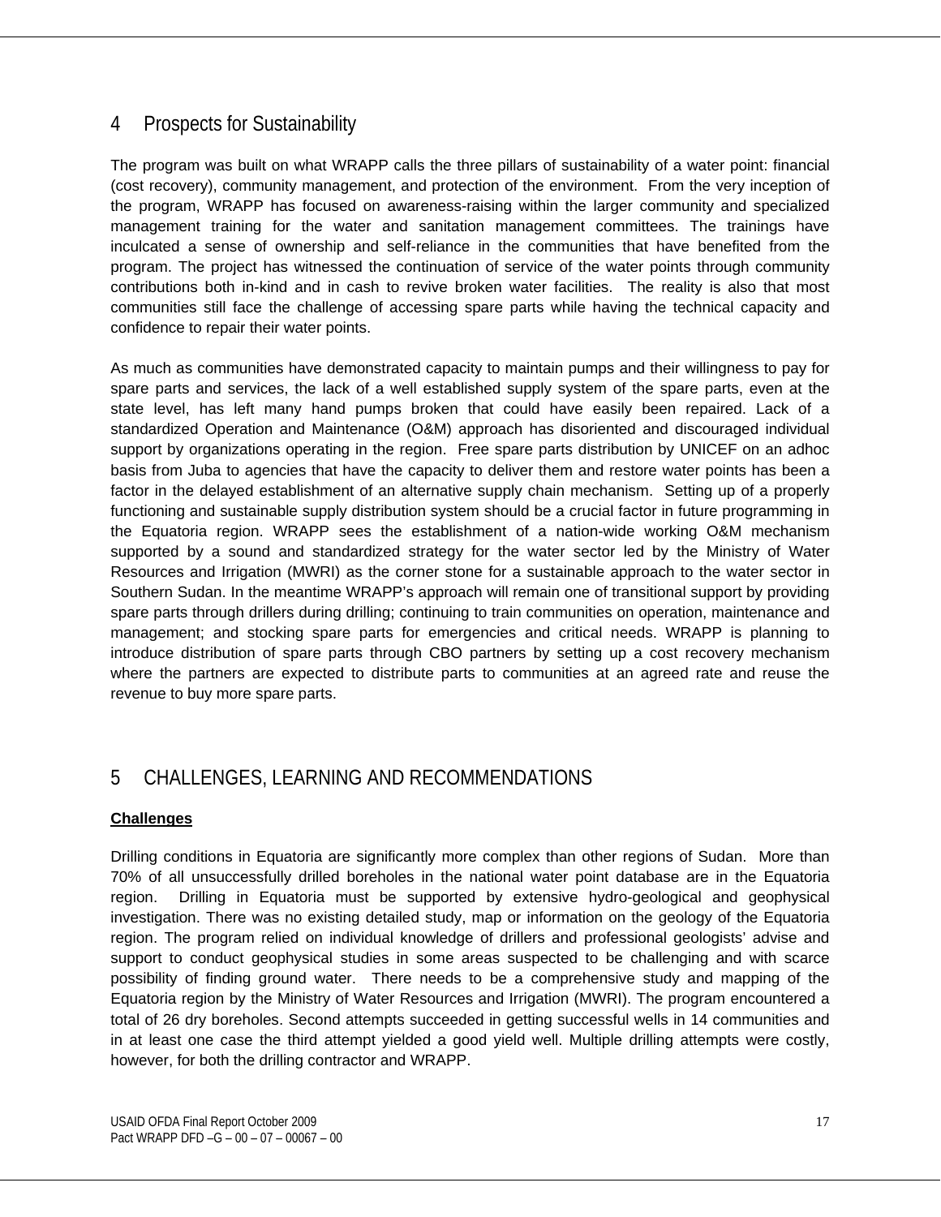# 4 Prospects for Sustainability

The program was built on what WRAPP calls the three pillars of sustainability of a water point: financial (cost recovery), community management, and protection of the environment. From the very inception of the program, WRAPP has focused on awareness-raising within the larger community and specialized management training for the water and sanitation management committees. The trainings have inculcated a sense of ownership and self-reliance in the communities that have benefited from the program. The project has witnessed the continuation of service of the water points through community contributions both in-kind and in cash to revive broken water facilities. The reality is also that most communities still face the challenge of accessing spare parts while having the technical capacity and confidence to repair their water points.

As much as communities have demonstrated capacity to maintain pumps and their willingness to pay for spare parts and services, the lack of a well established supply system of the spare parts, even at the state level, has left many hand pumps broken that could have easily been repaired. Lack of a standardized Operation and Maintenance (O&M) approach has disoriented and discouraged individual support by organizations operating in the region. Free spare parts distribution by UNICEF on an adhoc basis from Juba to agencies that have the capacity to deliver them and restore water points has been a factor in the delayed establishment of an alternative supply chain mechanism. Setting up of a properly functioning and sustainable supply distribution system should be a crucial factor in future programming in the Equatoria region. WRAPP sees the establishment of a nation-wide working O&M mechanism supported by a sound and standardized strategy for the water sector led by the Ministry of Water Resources and Irrigation (MWRI) as the corner stone for a sustainable approach to the water sector in Southern Sudan. In the meantime WRAPP's approach will remain one of transitional support by providing spare parts through drillers during drilling; continuing to train communities on operation, maintenance and management; and stocking spare parts for emergencies and critical needs. WRAPP is planning to introduce distribution of spare parts through CBO partners by setting up a cost recovery mechanism where the partners are expected to distribute parts to communities at an agreed rate and reuse the revenue to buy more spare parts.

# 5 CHALLENGES, LEARNING AND RECOMMENDATIONS

**Challenges**

Drilling conditions in Equatoria are significantly more complex than other regions of Sudan. More than 70% of all unsuccessfully drilled boreholes in the national water point database are in the Equatoria region. Drilling in Equatoria must be supported by extensive hydro-geological and geophysical investigation. There was no existing detailed study, map or information on the geology of the Equatoria region. The program relied on individual knowledge of drillers and professional geologists' advise and support to conduct geophysical studies in some areas suspected to be challenging and with scarce possibility of finding ground water. There needs to be a comprehensive study and mapping of the Equatoria region by the Ministry of Water Resources and Irrigation (MWRI). The program encountered a total of 26 dry boreholes. Second attempts succeeded in getting successful wells in 14 communities and in at least one case the third attempt yielded a good yield well. Multiple drilling attempts were costly, however, for both the drilling contractor and WRAPP.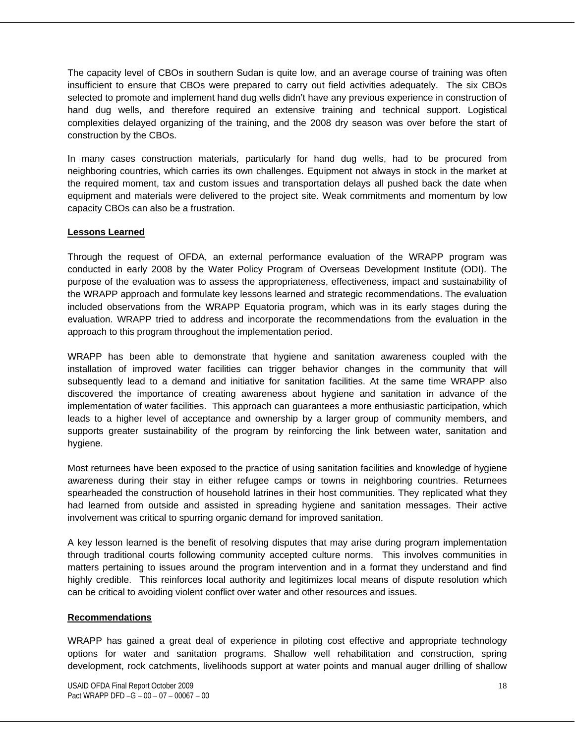The capacity level of CBOs in southern Sudan is quite low, and an average course of training was often insufficient to ensure that CBOs were prepared to carry out field activities adequately. The six CBOs selected to promote and implement hand dug wells didn't have any previous experience in construction of hand dug wells, and therefore required an extensive training and technical support. Logistical complexities delayed organizing of the training, and the 2008 dry season was over before the start of construction by the CBOs.

In many cases construction materials, particularly for hand dug wells, had to be procured from neighboring countries, which carries its own challenges. Equipment not always in stock in the market at the required moment, tax and custom issues and transportation delays all pushed back the date when equipment and materials were delivered to the project site. Weak commitments and momentum by low capacity CBOs can also be a frustration.

**Lessons Learned**

Through the request of OFDA, an external performance evaluation of the WRAPP program was conducted in early 2008 by the Water Policy Program of Overseas Development Institute (ODI). The purpose of the evaluation was to assess the appropriateness, effectiveness, impact and sustainability of the WRAPP approach and formulate key lessons learned and strategic recommendations. The evaluation included observations from the WRAPP Equatoria program, which was in its early stages during the evaluation. WRAPP tried to address and incorporate the recommendations from the evaluation in the approach to this program throughout the implementation period.

WRAPP has been able to demonstrate that hygiene and sanitation awareness coupled with the installation of improved water facilities can trigger behavior changes in the community that will subsequently lead to a demand and initiative for sanitation facilities. At the same time WRAPP also discovered the importance of creating awareness about hygiene and sanitation in advance of the implementation of water facilities. This approach can guarantees a more enthusiastic participation, which leads to a higher level of acceptance and ownership by a larger group of community members, and supports greater sustainability of the program by reinforcing the link between water, sanitation and hygiene.

Most returnees have been exposed to the practice of using sanitation facilities and knowledge of hygiene awareness during their stay in either refugee camps or towns in neighboring countries. Returnees spearheaded the construction of household latrines in their host communities. They replicated what they had learned from outside and assisted in spreading hygiene and sanitation messages. Their active involvement was critical to spurring organic demand for improved sanitation.

A key lesson learned is the benefit of resolving disputes that may arise during program implementation through traditional courts following community accepted culture norms. This involves communities in matters pertaining to issues around the program intervention and in a format they understand and find highly credible. This reinforces local authority and legitimizes local means of dispute resolution which can be critical to avoiding violent conflict over water and other resources and issues.

**Recommendations**

WRAPP has gained a great deal of experience in piloting cost effective and appropriate technology options for water and sanitation programs. Shallow well rehabilitation and construction, spring development, rock catchments, livelihoods support at water points and manual auger drilling of shallow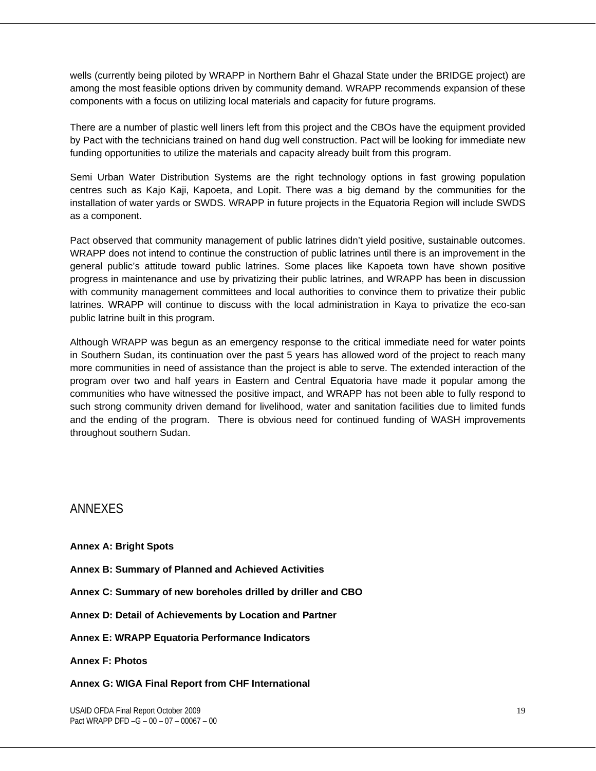wells (currently being piloted by WRAPP in Northern Bahr el Ghazal State under the BRIDGE project) are among the most feasible options driven by community demand. WRAPP recommends expansion of these components with a focus on utilizing local materials and capacity for future programs.

There are a number of plastic well liners left from this project and the CBOs have the equipment provided by Pact with the technicians trained on hand dug well construction. Pact will be looking for immediate new funding opportunities to utilize the materials and capacity already built from this program.

Semi Urban Water Distribution Systems are the right technology options in fast growing population centres such as Kajo Kaji, Kapoeta, and Lopit. There was a big demand by the communities for the installation of water yards or SWDS. WRAPP in future projects in the Equatoria Region will include SWDS as a component.

Pact observed that community management of public latrines didn't yield positive, sustainable outcomes. WRAPP does not intend to continue the construction of public latrines until there is an improvement in the general public's attitude toward public latrines. Some places like Kapoeta town have shown positive progress in maintenance and use by privatizing their public latrines, and WRAPP has been in discussion with community management committees and local authorities to convince them to privatize their public latrines. WRAPP will continue to discuss with the local administration in Kaya to privatize the eco-san public latrine built in this program.

Although WRAPP was begun as an emergency response to the critical immediate need for water points in Southern Sudan, its continuation over the past 5 years has allowed word of the project to reach many more communities in need of assistance than the project is able to serve. The extended interaction of the program over two and half years in Eastern and Central Equatoria have made it popular among the communities who have witnessed the positive impact, and WRAPP has not been able to fully respond to such strong community driven demand for livelihood, water and sanitation facilities due to limited funds and the ending of the program. There is obvious need for continued funding of WASH improvements throughout southern Sudan.

# ANNEXES

**Annex A: Bright Spots**

**Annex B: Summary of Planned and Achieved Activities**

**Annex C: Summary of new boreholes drilled by driller and CBO**

**Annex D: Detail of Achievements by Location and Partner**

**Annex E: WRAPP Equatoria Performance Indicators**

**Annex F: Photos**

**Annex G: WIGA Final Report from CHF International**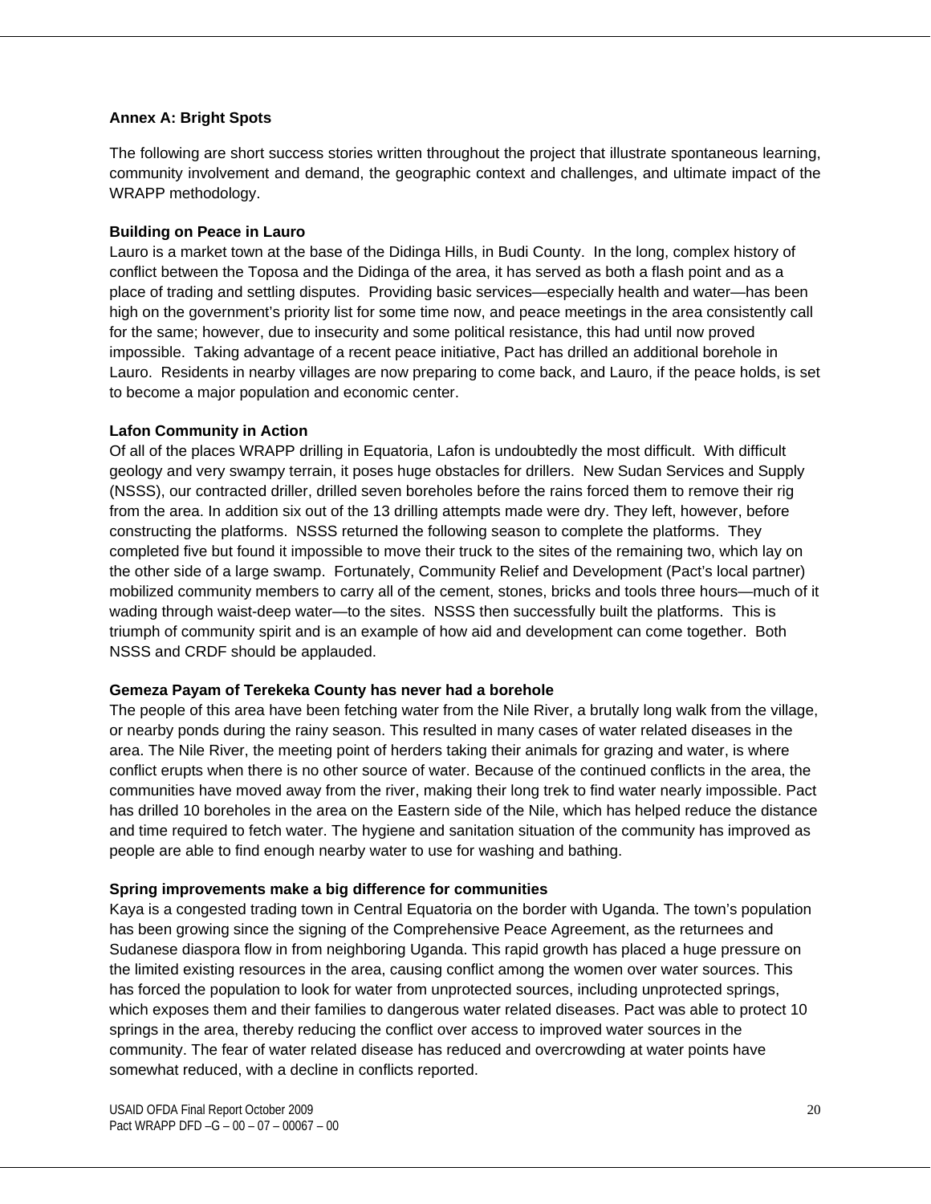## Annex A: Bright Spots

The following are short success stories written throughout the project that illustrate spontaneous learning, community involvement and demand, the geographic context and challenges, and ultimate impact of the WRAPP methodology.

### Building on Peace in Lauro

Lauro is a market town at the base of the Didinga Hills, in Budi County. In the long, complex history of conflict between the Toposa and the Didinga of the area, it has served as both a flash point and as a place of trading and settling disputes. Providing basic services—especially health and water—has been high on the government's priority list for some time now, and peace meetings in the area consistently call for the same; however, due to insecurity and some political resistance, this had until now proved impossible. Taking advantage of a recent peace initiative, Pact has drilled an additional borehole in Lauro. Residents in nearby villages are now preparing to come back, and Lauro, if the peace holds, is set to become a major population and economic center.

### Lafon Community in Action

Of all of the places WRAPP drilling in Equatoria, Lafon is undoubtedly the most difficult. With difficult geology and very swampy terrain, it poses huge obstacles for drillers. New Sudan Services and Supply (NSSS), our contracted driller, drilled seven boreholes before the rains forced them to remove their rig from the area. In addition six out of the 13 drilling attempts made were dry. They left, however, before constructing the platforms. NSSS returned the following season to complete the platforms. They completed five but found it impossible to move their truck to the sites of the remaining two, which lay on the other side of a large swamp. Fortunately, Community Relief and Development (Pact's local partner) mobilized community members to carry all of the cement, stones, bricks and tools three hours—much of it wading through waist-deep water—to the sites. NSSS then successfully built the platforms. This is triumph of community spirit and is an example of how aid and development can come together. Both NSSS and CRDF should be applauded.

### Gemeza Payam of Terekeka County has never had a borehole

The people of this area have been fetching water from the Nile River, a brutally long walk from the village, or nearby ponds during the rainy season. This resulted in many cases of water related diseases in the area. The Nile River, the meeting point of herders taking their animals for grazing and water, is where conflict erupts when there is no other source of water. Because of the continued conflicts in the area, the communities have moved away from the river, making their long trek to find water nearly impossible. Pact has drilled 10 boreholes in the area on the Eastern side of the Nile, which has helped reduce the distance and time required to fetch water. The hygiene and sanitation situation of the community has improved as people are able to find enough nearby water to use for washing and bathing.

### Spring improvements make a big difference for communities

Kaya is a congested trading town in Central Equatoria on the border with Uganda. The town's population has been growing since the signing of the Comprehensive Peace Agreement, as the returnees and Sudanese diaspora flow in from neighboring Uganda. This rapid growth has placed a huge pressure on the limited existing resources in the area, causing conflict among the women over water sources. This has forced the population to look for water from unprotected sources, including unprotected springs, which exposes them and their families to dangerous water related diseases. Pact was able to protect 10 springs in the area, thereby reducing the conflict over access to improved water sources in the community. The fear of water related disease has reduced and overcrowding at water points have somewhat reduced, with a decline in conflicts reported.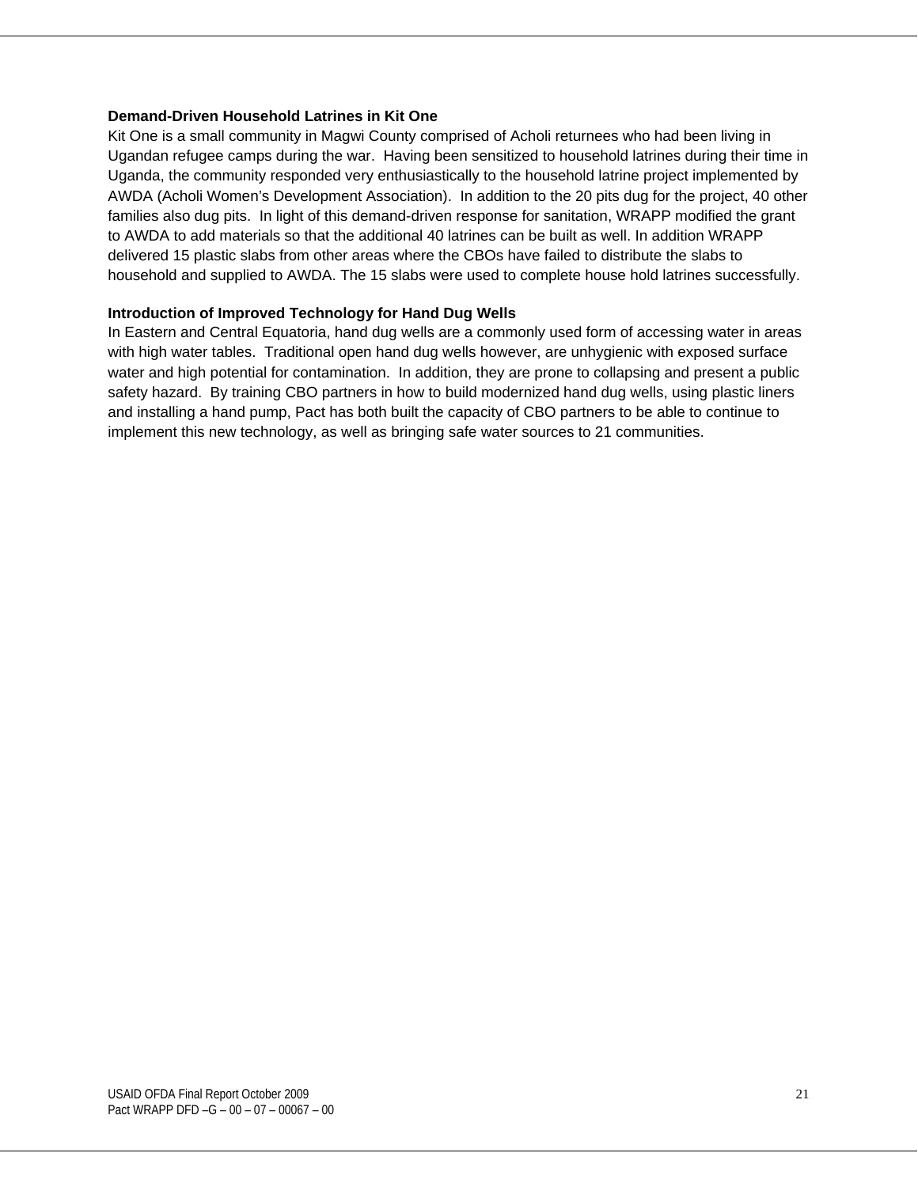**Demand-Driven Household Latrines in Kit One**

Kit One is a small community in Magwi County comprised of Acholi returnees who had been living in Ugandan refugee camps during the war. Having been sensitized to household latrines during their time in Uganda, the community responded very enthusiastically to the household latrine project implemented by AWDA (Acholi Women's Development Association). In addition to the 20 pits dug for the project, 40 other families also dug pits. In light of this demand-driven response for sanitation, WRAPP modified the grant to AWDA to add materials so that the additional 40 latrines can be built as well. In addition WRAPP delivered 15 plastic slabs from other areas where the CBOs have failed to distribute the slabs to household and supplied to AWDA. The 15 slabs were used to complete house hold latrines successfully.

**Introduction of Improved Technology for Hand Dug Wells**

In Eastern and Central Equatoria, hand dug wells are a commonly used form of accessing water in areas with high water tables. Traditional open hand dug wells however, are unhygienic with exposed surface water and high potential for contamination. In addition, they are prone to collapsing and present a public safety hazard. By training CBO partners in how to build modernized hand dug wells, using plastic liners and installing a hand pump, Pact has both built the capacity of CBO partners to be able to continue to implement this new technology, as well as bringing safe water sources to 21 communities.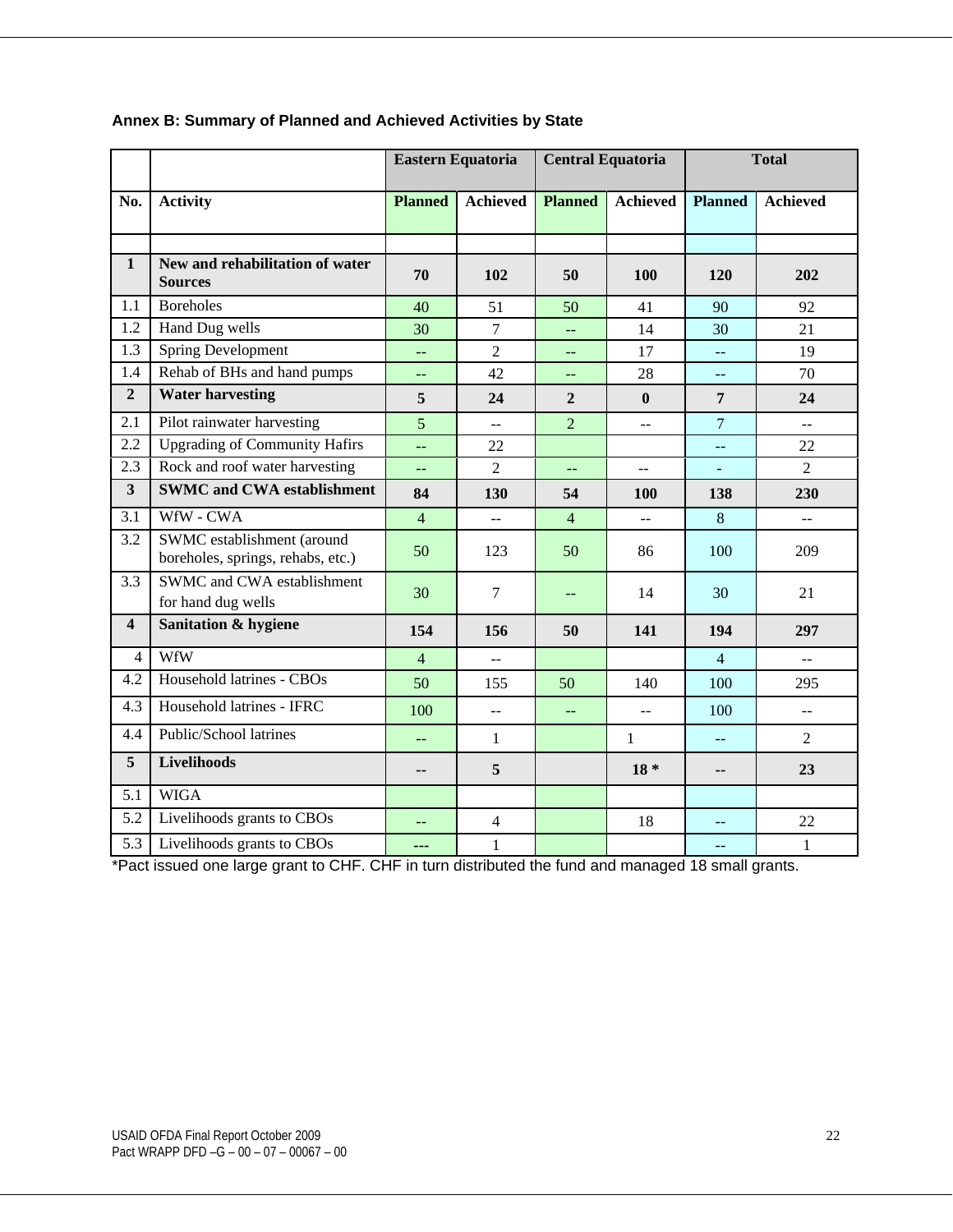**Annex B: Summary of Planned and Achieved Activities by State**

| | | Eastern Equatoria | | Central Equatoria | | Total | |
|---|---|---|---|---|---|---|---|
| **No.** | **Activity** | **Planned** | **Achieved** | **Planned** | **Achieved** | **Planned** | **Achieved** |
| | | | | | | | |
| **1** | **New and rehabilitation of water Sources** | **70** | **102** | **50** | **100** | **120** | **202** |
| 1.1 | Boreholes | 40 | 51 | 50 | 41 | 90 | 92 |
| 1.2 | Hand Dug wells | 30 | 7 | -- | 14 | 30 | 21 |
| 1.3 | Spring Development | -- | 2 | -- | 17 | -- | 19 |
| 1.4 | Rehab of BHs and hand pumps | -- | 42 | -- | 28 | -- | 70 |
| **2** | **Water harvesting** | **5** | **24** | **2** | **0** | **7** | **24** |
| 2.1 | Pilot rainwater harvesting | 5 | -- | 2 | -- | 7 | -- |
| 2.2 | Upgrading of Community Hafirs | -- | 22 | | | -- | 22 |
| 2.3 | Rock and roof water harvesting | -- | 2 | -- | -- | - | 2 |
| **3** | **SWMC and CWA establishment** | **84** | **130** | **54** | **100** | **138** | **230** |
| 3.1 | WfW - CWA | 4 | -- | 4 | -- | 8 | -- |
| 3.2 | SWMC establishment (around boreholes, springs, rehabs, etc.) | 50 | 123 | 50 | 86 | 100 | 209 |
| 3.3 | SWMC and CWA establishment for hand dug wells | 30 | 7 | -- | 14 | 30 | 21 |
| **4** | **Sanitation & hygiene** | **154** | **156** | **50** | **141** | **194** | **297** |
| 4 | WfW | 4 | -- | | | 4 | -- |
| 4.2 | Household latrines - CBOs | 50 | 155 | 50 | 140 | 100 | 295 |
| 4.3 | Household latrines - IFRC | 100 | -- | -- | -- | 100 | -- |
| 4.4 | Public/School latrines | -- | 1 | | 1 | -- | 2 |
| **5** | **Livelihoods** | **--** | **5** | | **18 \*** | **--** | **23** |
| 5.1 | WIGA | | | | | | |
| 5.2 | Livelihoods grants to CBOs | -- | 4 | | 18 | -- | 22 |
| 5.3 | Livelihoods grants to CBOs | --- | 1 | | | -- | 1 |

*Pact issued one large grant to CHF. CHF in turn distributed the fund and managed 18 small grants.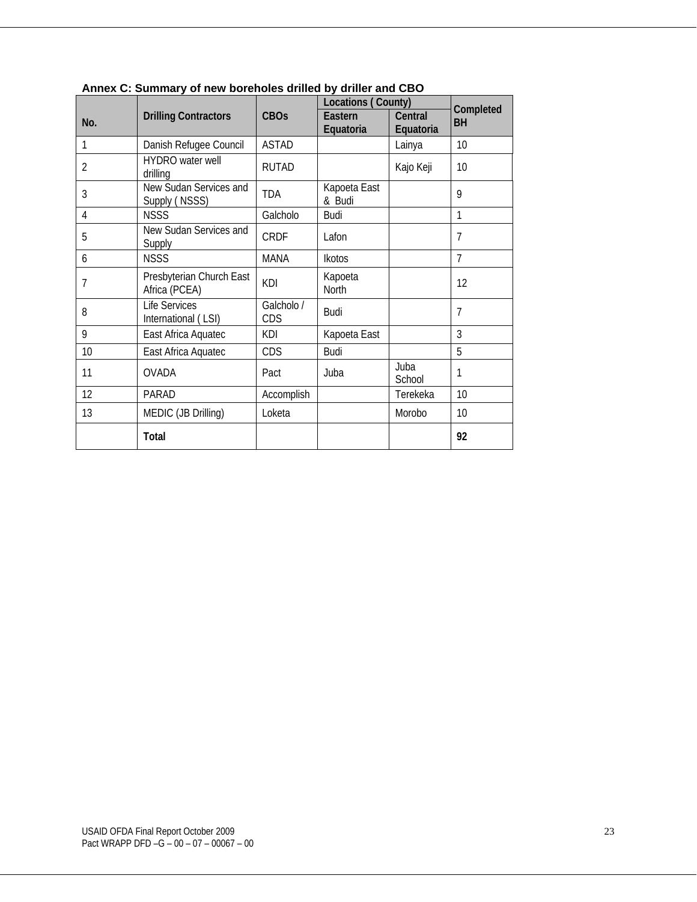**Annex C: Summary of new boreholes drilled by driller and CBO**

| No. | Drilling Contractors | CBOs | Locations ( County) | | Completed BH |
|---|---|---|---|---|---|
| | | | Eastern Equatoria | Central Equatoria | |
| 1 | Danish Refugee Council | ASTAD | | Lainya | 10 |
| 2 | HYDRO water well drilling | RUTAD | | Kajo Keji | 10 |
| 3 | New Sudan Services and Supply ( NSSS) | TDA | Kapoeta East & Budi | | 9 |
| 4 | NSSS | Galcholo | Budi | | 1 |
| 5 | New Sudan Services and Supply | CRDF | Lafon | | 7 |
| 6 | NSSS | MANA | Ikotos | | 7 |
| 7 | Presbyterian Church East Africa (PCEA) | KDI | Kapoeta North | | 12 |
| 8 | Life Services International ( LSI) | Galcholo / CDS | Budi | | 7 |
| 9 | East Africa Aquatec | KDI | Kapoeta East | | 3 |
| 10 | East Africa Aquatec | CDS | Budi | | 5 |
| 11 | OVADA | Pact | Juba | Juba School | 1 |
| 12 | PARAD | Accomplish | | Terekeka | 10 |
| 13 | MEDIC (JB Drilling) | Loketa | | Morobo | 10 |
| | **Total** | | | | **92** |

USAID OFDA Final Report October 2009
Pact WRAPP DFD –G – 00 – 07 – 00067 – 00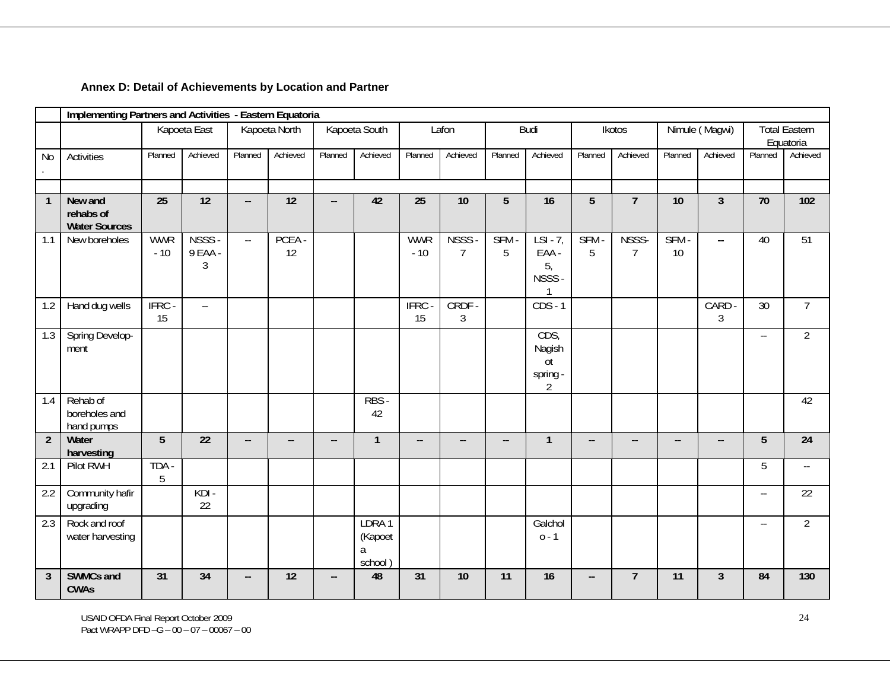### Annex D: Detail of Achievements by Location and Partner

| | **Implementing Partners and Activities - Eastern Equatoria** | | | | | | | | | | | | | | | | |
|---|---|---|---|---|---|---|---|---|---|---|---|---|---|---|---|---|---|
| | | Kapoeta East | | Kapoeta North | | Kapoeta South | | Lafon | | Budi | | Ikotos | | Nimule ( Magwi) | | Total Eastern Equatoria | |
| No. | Activities | Planned | Achieved | Planned | Achieved | Planned | Achieved | Planned | Achieved | Planned | Achieved | Planned | Achieved | Planned | Achieved | Planned | Achieved |
| | | | | | | | | | | | | | | | | | |
| **1** | **New and rehabs of Water Sources** | **25** | **12** | **--** | **12** | **--** | **42** | **25** | **10** | **5** | **16** | **5** | **7** | **10** | **3** | **70** | **102** |
| 1.1 | New boreholes | WWR - 10 | NSSS - 9 EAA - 3 | -- | PCEA - 12 | | | WWR - 10 | NSSS - 7 | SFM - 5 | LSI - 7, EAA - 5, NSSS - 1 | SFM - 5 | NSSS- 7 | SFM - 10 | -- | 40 | 51 |
| 1.2 | Hand dug wells | IFRC - 15 | -- | | | | | IFRC - 15 | CRDF - 3 | | CDS - 1 | | | | CARD - 3 | 30 | 7 |
| 1.3 | Spring Develop-ment | | | | | | | | | | CDS, Nagishot spring - 2 | | | | | -- | 2 |
| 1.4 | Rehab of boreholes and hand pumps | | | | | | RBS - 42 | | | | | | | | | | 42 |
| **2** | **Water harvesting** | **5** | **22** | **--** | **--** | **--** | **1** | **--** | **--** | **--** | **1** | **--** | **--** | **--** | **--** | **5** | **24** |
| 2.1 | Pilot RWH | TDA - 5 | | | | | | | | | | | | | | 5 | -- |
| 2.2 | Community hafir upgrading | | KDI - 22 | | | | | | | | | | | | | -- | 22 |
| 2.3 | Rock and roof water harvesting | | | | | | LDRA 1 (Kapoeta school ) | | | | Galcholo - 1 | | | | | -- | 2 |
| **3** | **SWMCs and CWAs** | **31** | **34** | **--** | **12** | **--** | **48** | **31** | **10** | **11** | **16** | **--** | **7** | **11** | **3** | **84** | **130** |

USAID OFDA Final Report October 2009
Pact WRAPP DFD –G – 00 – 07 – 00067 – 00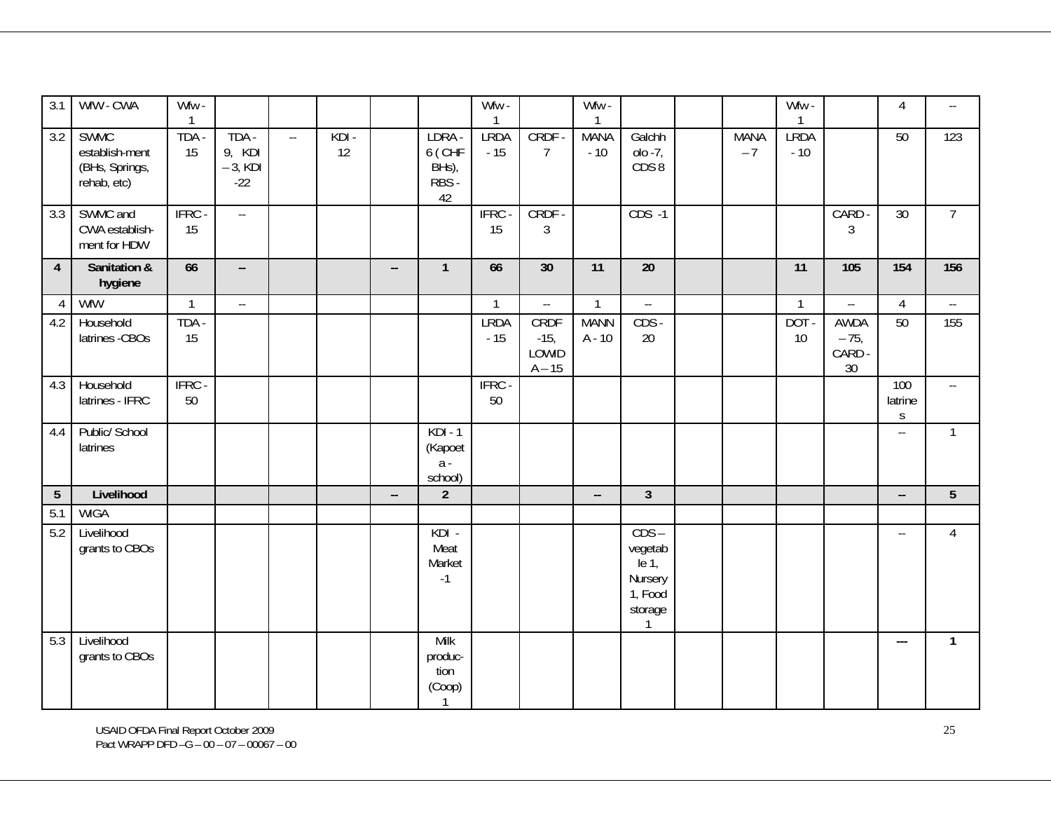| | | | | | | | | | | | | | | | | | |
|---|---|---|---|---|---|---|---|---|---|---|---|---|---|---|---|---|---|
| 3.1 | WfW - CWA | Wfw - 1 | | | | | | Wfw - 1 | | Wfw - 1 | | | | Wfw - 1 | | 4 | -- |
| 3.2 | SWMC establish-ment (BHs, Springs, rehab, etc) | TDA - 15 | TDA - 9, KDI – 3, KDI -22 | -- | KDI - 12 | | LDRA - 6 ( CHF BHs), RBS - 42 | LRDA - 15 | CRDF - 7 | MANA - 10 | Galchholo -7, CDS 8 | | MANA – 7 | LRDA - 10 | | 50 | 123 |
| 3.3 | SWMC and CWA establish-ment for HDW | IFRC - 15 | -- | | | | | IFRC - 15 | CRDF - 3 | | CDS -1 | | | | CARD - 3 | 30 | 7 |
| **4** | **Sanitation & hygiene** | **66** | **--** | | | **--** | **1** | **66** | **30** | **11** | **20** | | | **11** | **105** | **154** | **156** |
| 4 | WfW | 1 | -- | | | | | 1 | -- | 1 | -- | | | 1 | -- | 4 | -- |
| 4.2 | Household latrines -CBOs | TDA - 15 | | | | | | LRDA - 15 | CRDF -15, LOWIDA – 15 | MANNA - 10 | CDS - 20 | | | DOT - 10 | AWDA – 75, CARD - 30 | 50 | 155 |
| 4.3 | Household latrines - IFRC | IFRC - 50 | | | | | | IFRC - 50 | | | | | | | | 100 latrines | -- |
| 4.4 | Public/ School latrines | | | | | | KDI - 1 (Kapoeta - school) | | | | | | | | | -- | 1 |
| **5** | **Livelihood** | | | | | **--** | **2** | | | **--** | **3** | | | | | **--** | **5** |
| 5.1 | WIGA | | | | | | | | | | | | | | | | |
| 5.2 | Livelihood grants to CBOs | | | | | | KDI - Meat Market -1 | | | | CDS – vegetable 1, Nursery 1, Food storage 1 | | | | | -- | 4 |
| 5.3 | Livelihood grants to CBOs | | | | | | Milk produc-tion (Coop) 1 | | | | | | | | | --- | 1 |

USAID OFDA Final Report October 2009
Pact WRAPP DFD –G – 00 – 07 – 00067 – 00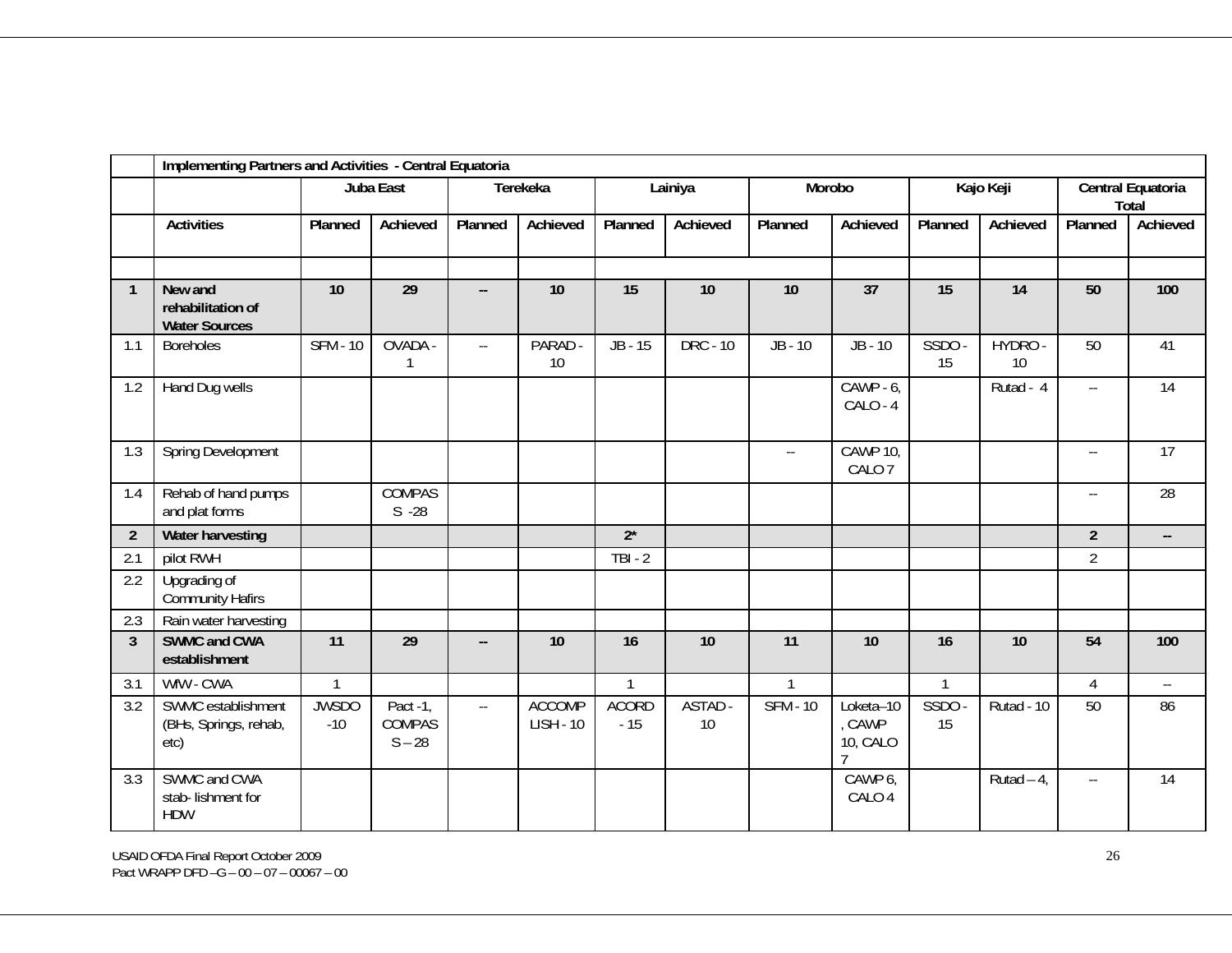| | Implementing Partners and Activities - Central Equatoria | | | | | | | | | | | | |
|---|---|---|---|---|---|---|---|---|---|---|---|---|---|
| | | Juba East | | Terekeka | | Lainiya | | Morobo | | Kajo Keji | | Central Equatoria Total | |
| | Activities | Planned | Achieved | Planned | Achieved | Planned | Achieved | Planned | Achieved | Planned | Achieved | Planned | Achieved |
| | | | | | | | | | | | | | |
| **1** | **New and rehabilitation of Water Sources** | **10** | **29** | **--** | **10** | **15** | **10** | **10** | **37** | **15** | **14** | **50** | **100** |
| 1.1 | Boreholes | SFM - 10 | OVADA - 1 | -- | PARAD - 10 | JB - 15 | DRC - 10 | JB - 10 | JB - 10 | SSDO - 15 | HYDRO - 10 | 50 | 41 |
| 1.2 | Hand Dug wells | | | | | | | | CAWP - 6, CALO - 4 | | Rutad - 4 | -- | 14 |
| 1.3 | Spring Development | | | | | | | -- | CAWP 10, CALO 7 | | | -- | 17 |
| 1.4 | Rehab of hand pumps and plat forms | | COMPASS -28 | | | | | | | | | -- | 28 |
| **2** | **Water harvesting** | | | | | **2*** | | | | | | **2** | **--** |
| 2.1 | pilot RWH | | | | | TBI - 2 | | | | | | 2 | |
| 2.2 | Upgrading of Community Hafirs | | | | | | | | | | | | |
| 2.3 | Rain water harvesting | | | | | | | | | | | | |
| **3** | **SWMC and CWA establishment** | **11** | **29** | **--** | **10** | **16** | **10** | **11** | **10** | **16** | **10** | **54** | **100** |
| 3.1 | WfW - CWA | 1 | | | | 1 | | 1 | | 1 | | 4 | -- |
| 3.2 | SWMC establishment (BHs, Springs, rehab, etc) | JWSDO -10 | Pact -1, COMPASS – 28 | -- | ACCOMPLISH - 10 | ACORD - 15 | ASTAD - 10 | SFM - 10 | Loketa–10, CAWP 10, CALO 7 | SSDO - 15 | Rutad - 10 | 50 | 86 |
| 3.3 | SWMC and CWA stab- lishment for HDW | | | | | | | | CAWP 6, CALO 4 | | Rutad – 4, | -- | 14 |

USAID OFDA Final Report October 2009
Pact WRAPP DFD –G – 00 – 07 – 00067 – 00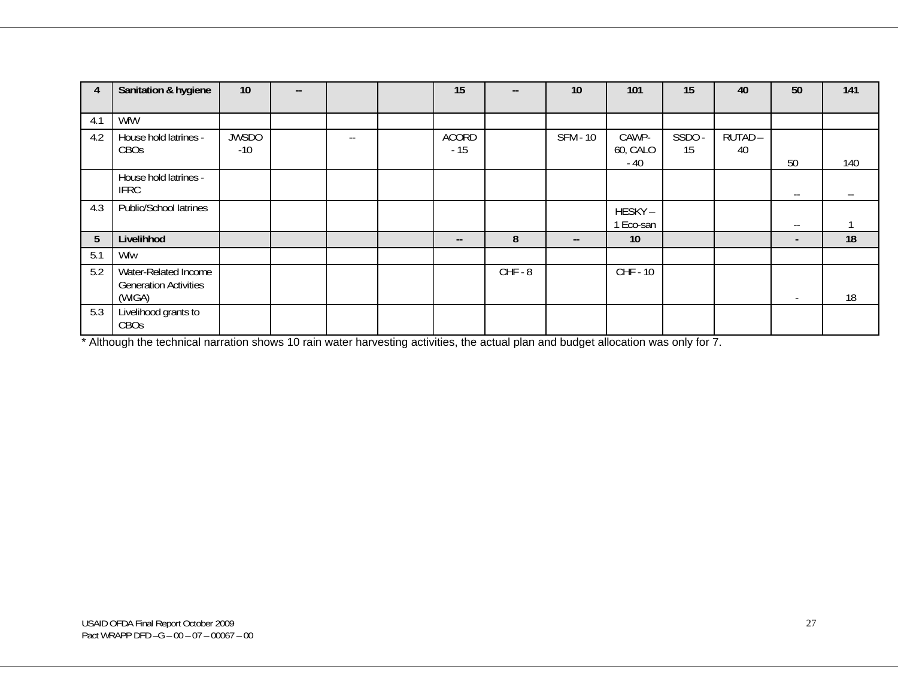| 4 | **Sanitation & hygiene** | **10** | **--** | | | **15** | **--** | **10** | **101** | **15** | **40** | **50** | **141** |
|---|---|---|---|---|---|---|---|---|---|---|---|---|---|
| 4.1 | WfW | | | | | | | | | | | | |
| 4.2 | House hold latrines - CBOs | JWSDO -10 | | -- | | ACORD - 15 | | SFM - 10 | CAWP-60, CALO - 40 | SSDO - 15 | RUTAD – 40 | 50 | 140 |
| | House hold latrines - IFRC | | | | | | | | | | | -- | -- |
| 4.3 | Public/School latrines | | | | | | | | HESKY – 1 Eco-san | | | -- | 1 |
| **5** | **Livelihhod** | | | | | **--** | **8** | **--** | **10** | | | **-** | **18** |
| 5.1 | Wfw | | | | | | | | | | | | |
| 5.2 | Water-Related Income Generation Activities (WIGA) | | | | | | CHF - 8 | | CHF - 10 | | | - | 18 |
| 5.3 | Livelihood grants to CBOs | | | | | | | | | | | | |

* Although the technical narration shows 10 rain water harvesting activities, the actual plan and budget allocation was only for 7.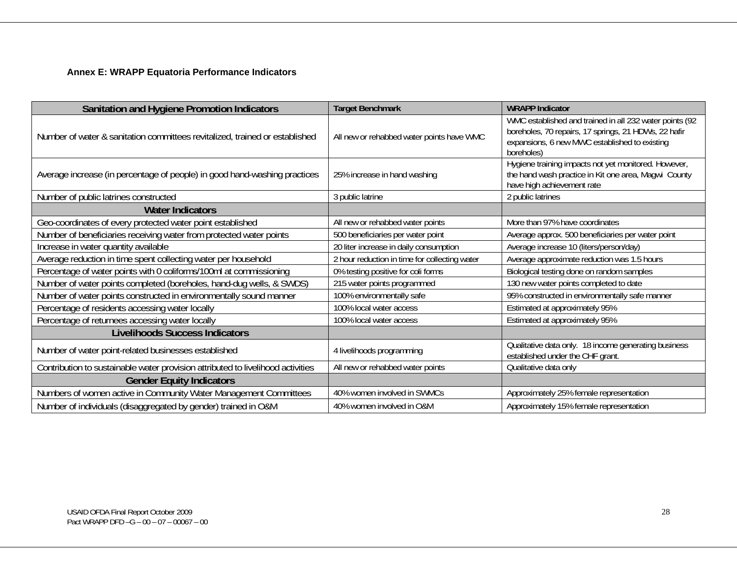### Annex E: WRAPP Equatoria Performance Indicators

| Sanitation and Hygiene Promotion Indicators | Target Benchmark | WRAPP Indicator |
|---|---|---|
| Number of water & sanitation committees revitalized, trained or established | All new or rehabbed water points have WMC | WMC established and trained in all 232 water points (92 boreholes, 70 repairs, 17 springs, 21 HDWs, 22 hafir expansions, 6 new MWC established to existing boreholes) |
| Average increase (in percentage of people) in good hand-washing practices | 25% increase in hand washing | Hygiene training impacts not yet monitored. However, the hand wash practice in Kit one area, Magwi County have high achievement rate |
| Number of public latrines constructed | 3 public latrine | 2 public latrines |
| **Water Indicators** | | |
| Geo-coordinates of every protected water point established | All new or rehabbed water points | More than 97% have coordinates |
| Number of beneficiaries receiving water from protected water points | 500 beneficiaries per water point | Average approx. 500 beneficiaries per water point |
| Increase in water quantity available | 20 liter increase in daily consumption | Average increase 10 (liters/person/day) |
| Average reduction in time spent collecting water per household | 2 hour reduction in time for collecting water | Average approximate reduction was 1.5 hours |
| Percentage of water points with 0 coliforms/100ml at commissioning | 0% testing positive for coli forms | Biological testing done on random samples |
| Number of water points completed (boreholes, hand-dug wells, & SWDS) | 215 water points programmed | 130 new water points completed to date |
| Number of water points constructed in environmentally sound manner | 100% environmentally safe | 95% constructed in environmentally safe manner |
| Percentage of residents accessing water locally | 100% local water access | Estimated at approximately 95% |
| Percentage of returnees accessing water locally | 100% local water access | Estimated at approximately 95% |
| **Livelihoods Success Indicators** | | |
| Number of water point-related businesses established | 4 livelihoods programming | Qualitative data only. 18 income generating business established under the CHF grant. |
| Contribution to sustainable water provision attributed to livelihood activities | All new or rehabbed water points | Qualitative data only |
| **Gender Equity Indicators** | | |
| Numbers of women active in Community Water Management Committees | 40% women involved in SWMCs | Approximately 25% female representation |
| Number of individuals (disaggregated by gender) trained in O&M | 40% women involved in O&M | Approximately 15% female representation |

USAID OFDA Final Report October 2009
Pact WRAPP DFD –G – 00 – 07 – 00067 – 00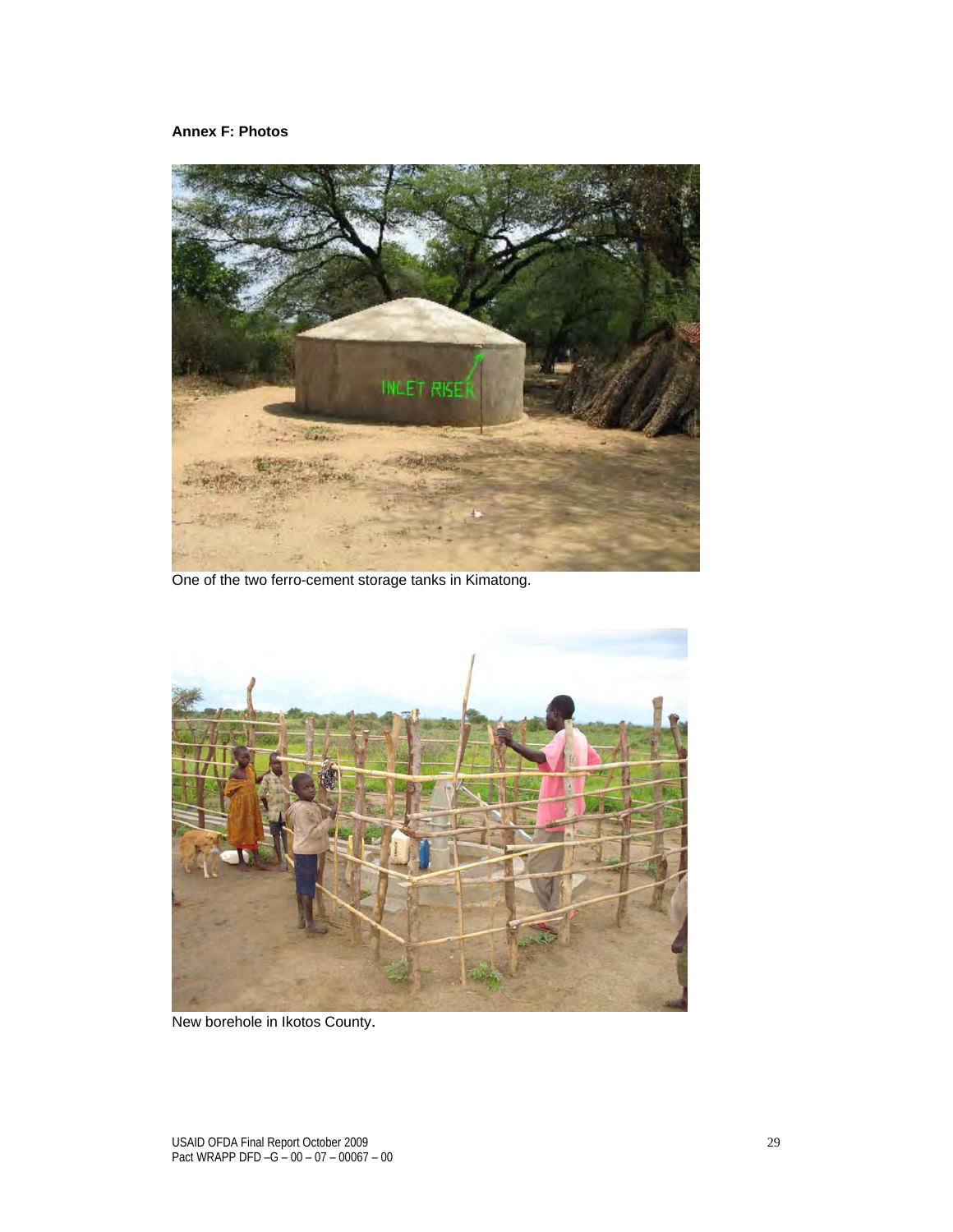**Annex F: Photos**

One of the two ferro-cement storage tanks in Kimatong.

New borehole in Ikotos County.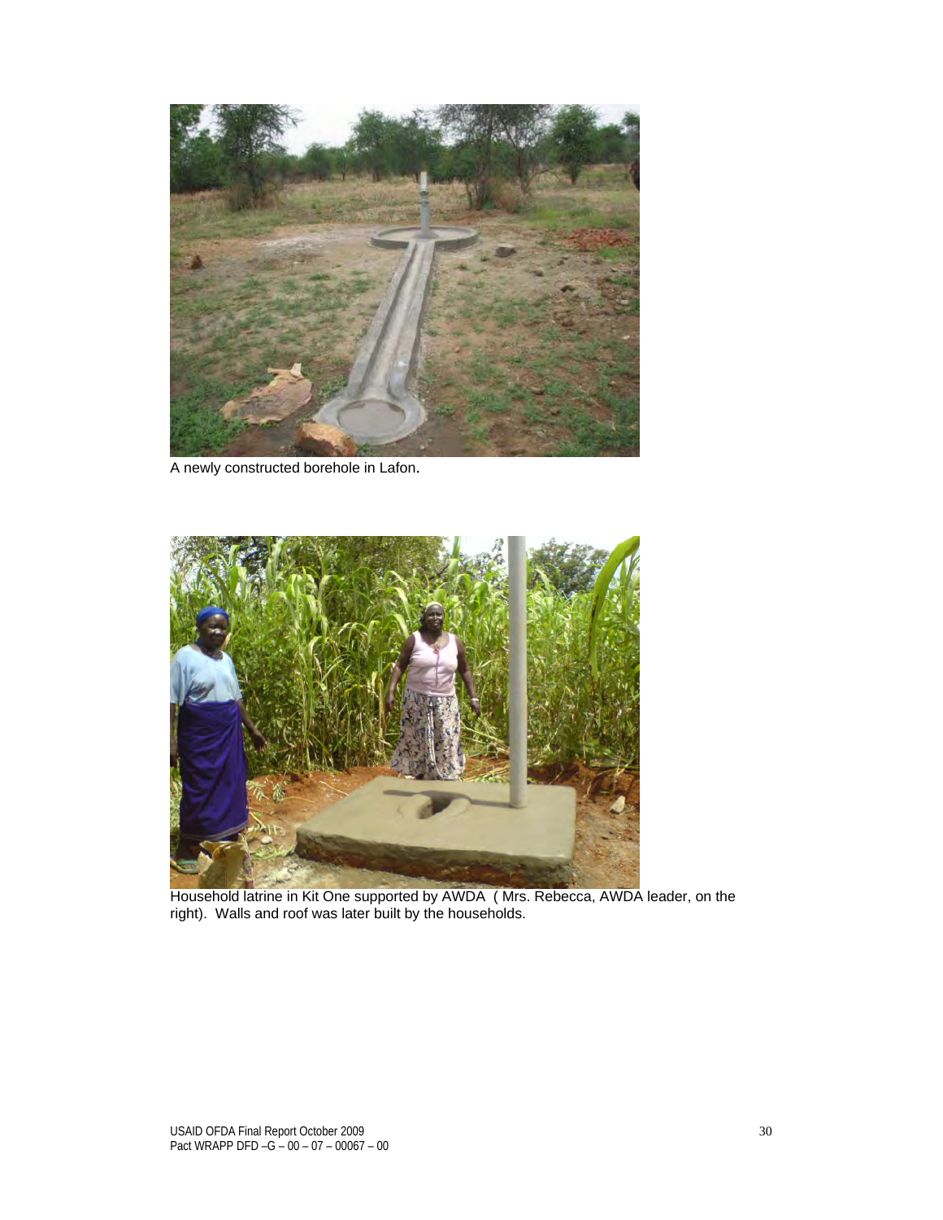A newly constructed borehole in Lafon.

Household latrine in Kit One supported by AWDA ( Mrs. Rebecca, AWDA leader, on the right). Walls and roof was later built by the households.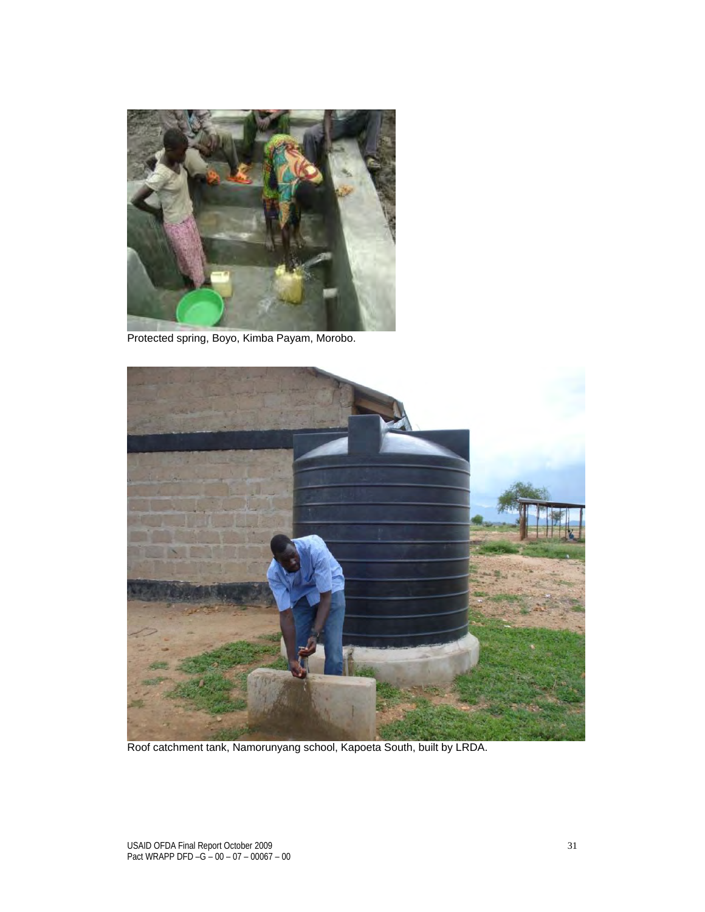Protected spring, Boyo, Kimba Payam, Morobo.

Roof catchment tank, Namorunyang school, Kapoeta South, built by LRDA.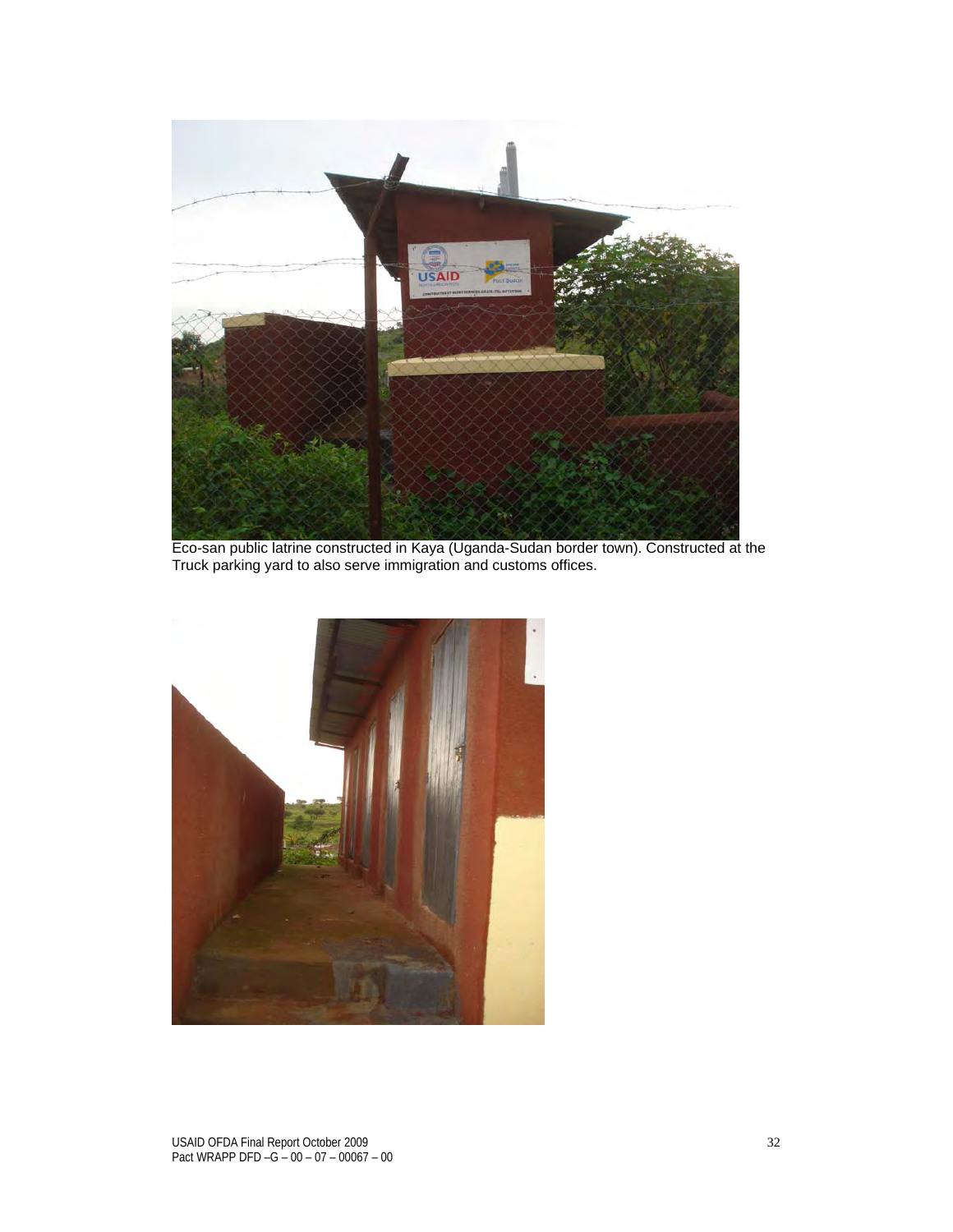Eco-san public latrine constructed in Kaya (Uganda-Sudan border town). Constructed at the Truck parking yard to also serve immigration and customs offices.